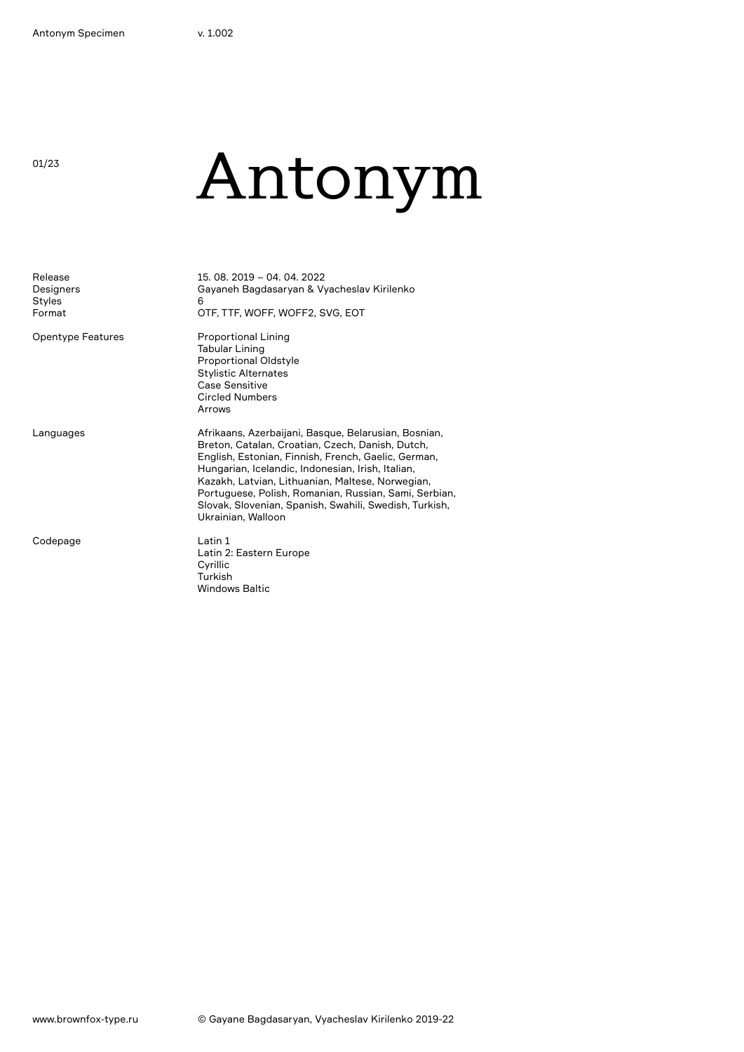# Antonym

| | |
|---|---|
| Release | 15. 08. 2019 – 04. 04. 2022 |
| Designers | Gayaneh Bagdasaryan & Vyacheslav Kirilenko |
| Styles | 6 |
| Format | OTF, TTF, WOFF, WOFF2, SVG, EOT |
| Opentype Features | Proportional Lining<br>Tabular Lining<br>Proportional Oldstyle<br>Stylistic Alternates<br>Case Sensitive<br>Circled Numbers<br>Arrows |
| Languages | Afrikaans, Azerbaijani, Basque, Belarusian, Bosnian, Breton, Catalan, Croatian, Czech, Danish, Dutch, English, Estonian, Finnish, French, Gaelic, German, Hungarian, Icelandic, Indonesian, Irish, Italian, Kazakh, Latvian, Lithuanian, Maltese, Norwegian, Portuguese, Polish, Romanian, Russian, Sami, Serbian, Slovak, Slovenian, Spanish, Swahili, Swedish, Turkish, Ukrainian, Walloon |
| Codepage | Latin 1<br>Latin 2: Eastern Europe<br>Cyrillic<br>Turkish<br>Windows Baltic |

www.brownfox-type.ru

© Gayane Bagdasaryan, Vyacheslav Kirilenko 2019-22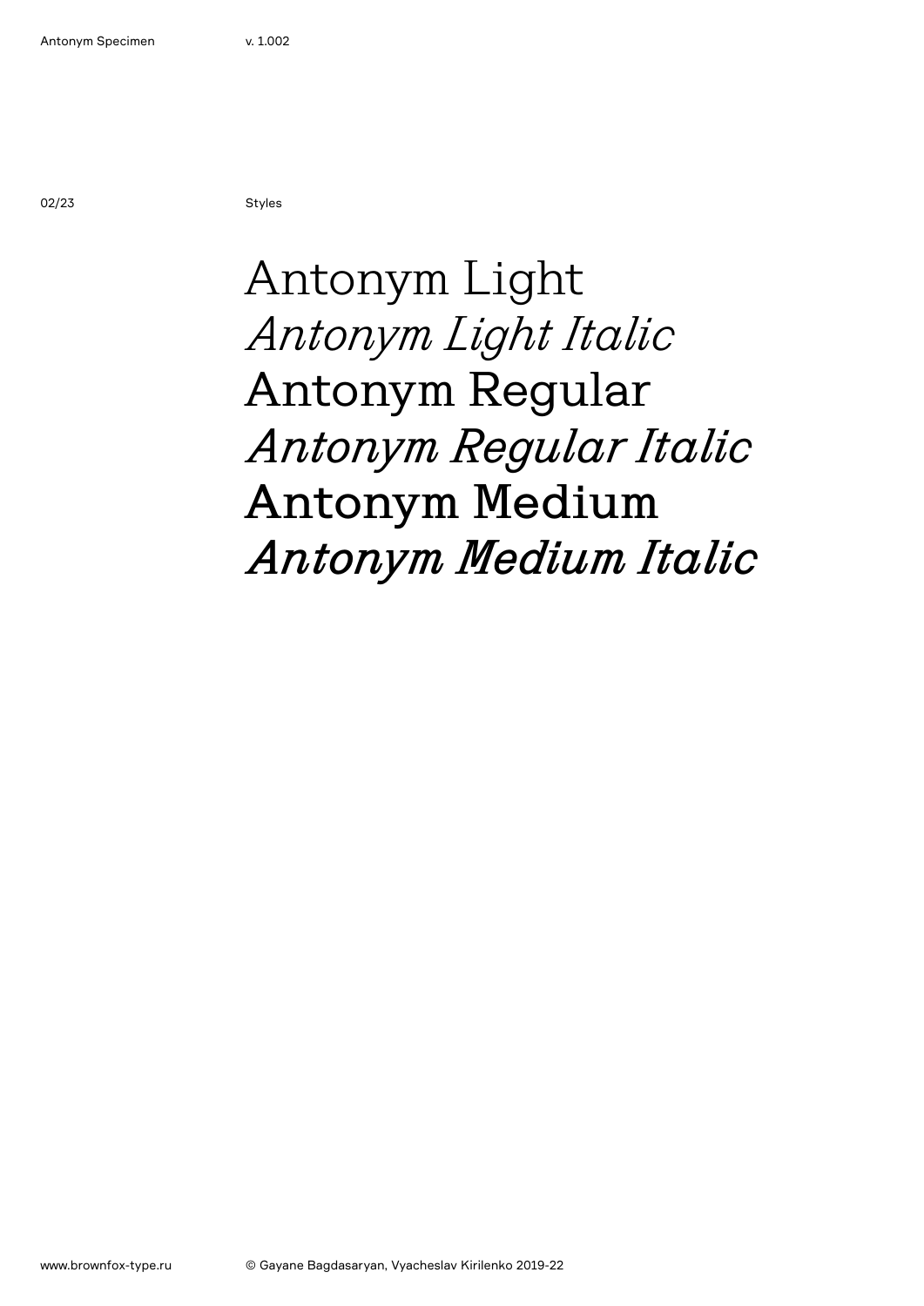Styles

Antonym Light
*Antonym Light Italic*
Antonym Regular
*Antonym Regular Italic*
Antonym Medium
*Antonym Medium Italic*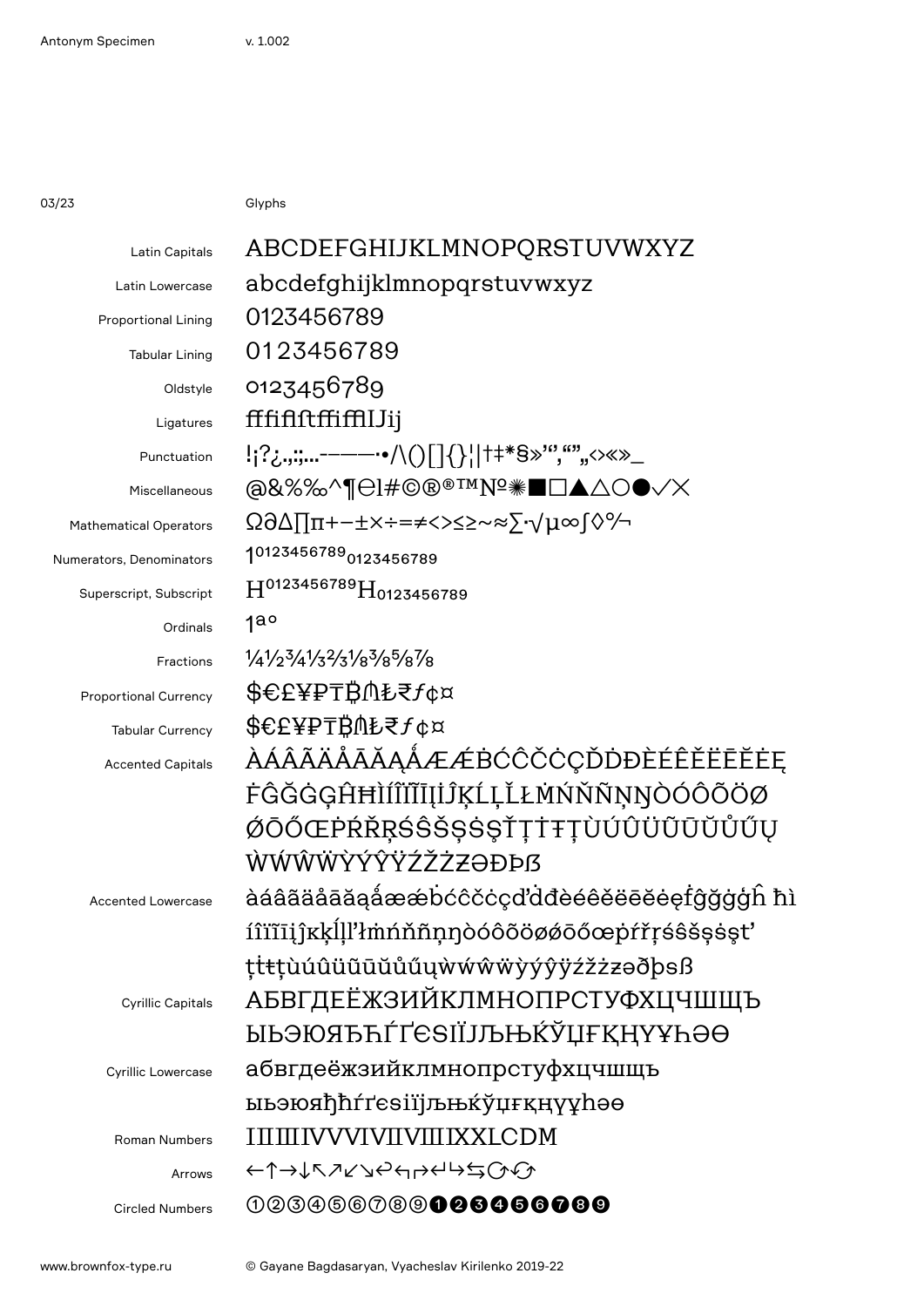## Glyphs

| | |
|---|---|
| Latin Capitals | ABCDEFGHIJKLMNOPQRSTUVWXYZ |
| Latin Lowercase | abcdefghijklmnopqrstuvwxyz |
| Proportional Lining | 0123456789 |
| Tabular Lining | 0123456789 |
| Oldstyle | 0123456789 |
| Ligatures | fffiflftffifflIJij |
| Punctuation | !¡?¿.,:;…-–—―·•/\()[]{}¦\|†‡*§»'‘,“”„‹›«»_ |
| Miscellaneous | @&%‰^¶℮l#©®℗™№✺■□▲△○●✓✕ |
| Mathematical Operators | Ω∂∆∏π+−±×÷=≠<>≤≥~≈∑·√µ∞∫◊℅¬ |
| Numerators, Denominators | $1^{0123456789}{}_{0123456789}$ |
| Superscript, Subscript | $H^{0123456789}H_{0123456789}$ |
| Ordinals | 1ªº |
| Fractions | ¼½¾⅓⅔⅛⅜⅝⅞ |
| Proportional Currency | $€£¥₽₸₿₼₺₹ƒ¢¤ |
| Tabular Currency | $€£¥₽₸₿₼₺₹ƒ¢¤ |
| Accented Capitals | ÀÁÂÃÄÅĀĂĄǺÆǼḂĆĈČĊÇĎḊĐÈÉÊĚËĒĔĖĘḞĜĞĠĢĤĦÌÍÎÏĨĪĮİĴĶĹĻĽŁṀŃŇÑŅŊÒÓÔÕÖØǾŌŐŒṖŔŘŖŚŜŠŞȘŤŢṪŦȚÙÚÛÜŨŪŬŮŰŲẀẂŴẄỲÝŶŸŹŽŻƵƏÐÞẞ |
| Accented Lowercase | àáâãäåāăąǻæǽḃćĉčċçďḋđèéêěëēĕėęḟĝğġģĥħìíîïĩīįĵĸķĺļľŀłṁńňñņŋòóôõöøǿōőœṗŕřŗśŝšşșťţṫŧțùúûüũūŭůűųẁẃŵẅỳýŷÿźžżƶəðþß |
| Cyrillic Capitals | АБВГДЕЁЖЗИЙКЛМНОПРСТУФХЦЧШЩЪЫЬЭЮЯЂЋЃҐЄЅІЇЈЉЊЌЎЏҒҚҢҮҰҺӘӨ |
| Cyrillic Lowercase | абвгдеёжзийклмнопрстуфхцчшщъыьэюяђћѓґєѕіїјљњќўџғқңүұһәө |
| Roman Numbers | ⅠⅡⅢⅣⅤⅥⅦⅧⅨⅩⅬⅭⅮⅯ |
| Arrows | ←↑→↓↖↗↙↘↩↰↱↵↳⇆⟲⟳ |
| Circled Numbers | ①②③④⑤⑥⑦⑧⑨➊➋➌➍➎➏➐➑➒ |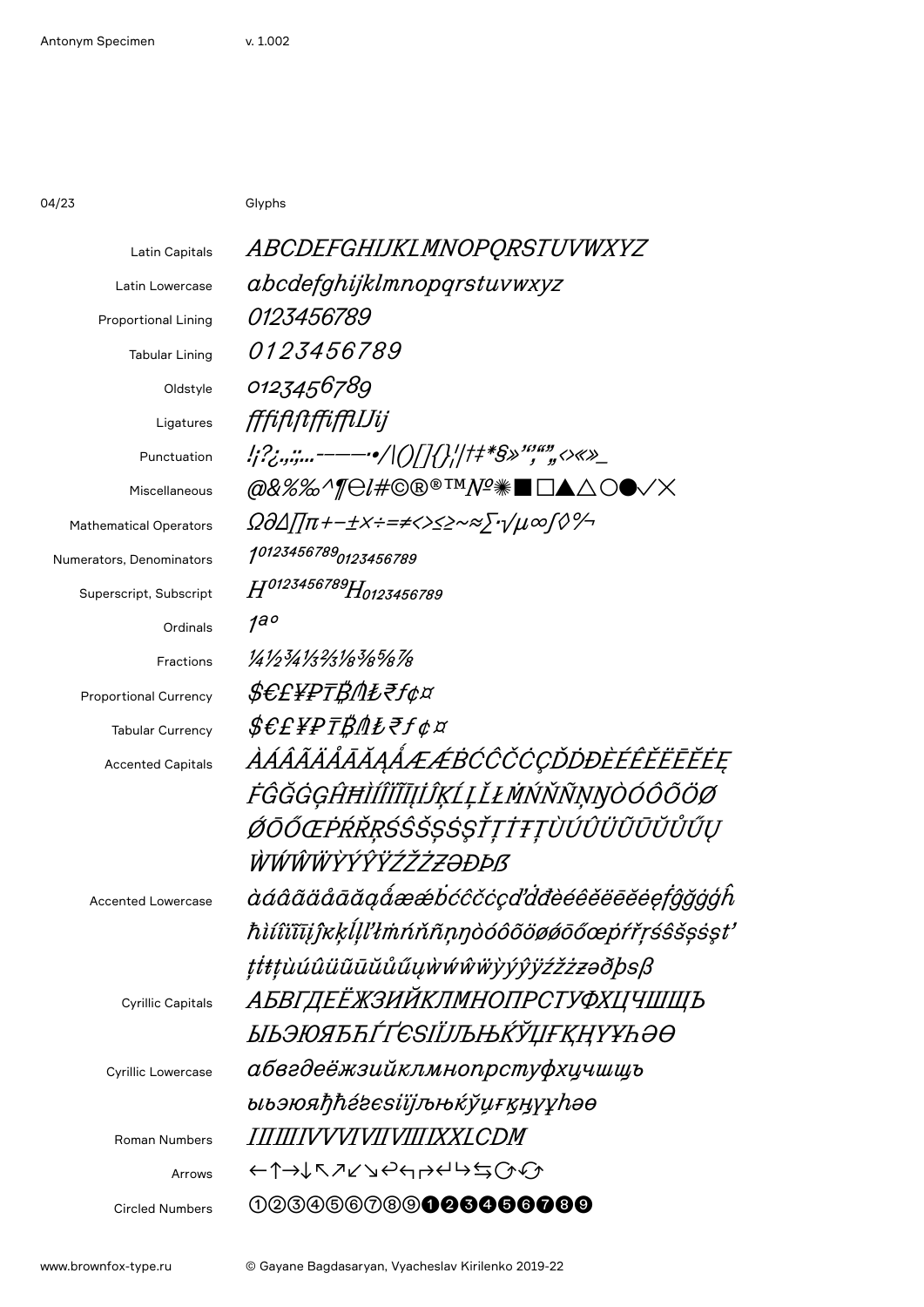# Glyphs

| | |
|---|---|
| Latin Capitals | ABCDEFGHIJKLMNOPQRSTUVWXYZ |
| Latin Lowercase | abcdefghijklmnopqrstuvwxyz |
| Proportional Lining | 0123456789 |
| Tabular Lining | 0123456789 |
| Oldstyle | 0123456789 |
| Ligatures | fffiflftffiffiIJij |
| Punctuation | !¡?¿.,:;...-–——•/\|()[]{}¦\|†‡*§»‘’‚“”„‹›«»_ |
| Miscellaneous | @&%‰^¶℮ℓ#©®℗™№✺■□▲△○●✓✕ |
| Mathematical Operators | Ω∂∆∏π+−±×÷=≠<>≤≥~≈∑·√µ∞∫◊℅¬ |
| Numerators, Denominators | 1⁰¹²³⁴⁵⁶⁷⁸⁹₀₁₂₃₄₅₆₇₈₉ |
| Superscript, Subscript | $H^{0123456789}H_{0123456789}$ |
| Ordinals | 1ªº |
| Fractions | ¼½¾⅓⅔⅛⅜⅝⅞ |
| Proportional Currency | $€£¥₽₸₿₼₺₹ƒ¢¤ |
| Tabular Currency | $€£¥₽₸₿₼₺₹ƒ¢¤ |
| Accented Capitals | ÀÁÂÃÄÅĀĂĄǺÆǼḂĆĈČĊÇĎḊĐÈÉÊĚËĒĔĖĘḞĜĞĠĢĤĦÌÍÎÏĨĪĮİĴĶĹĻĽŁṀŃŇÑŅŊÒÓÔÕÖØǾŌŐŒṖŔŘŖŚŜŠṠŞȘŤŢṪŦȚÙÚÛÜŨŪŬŮŰŲẀẂŴẄỲÝŶŸŹŽŻƵƏÐÞẞ |
| Accented Lowercase | àáâãäåāăąǻæǽḃćĉčċçďḋđèéêěëēĕėęḟĝğġģĥħìíîïĩīįĵķĸĺļľŀłṁńňñņŋòóôõöøǿōőœṗŕřŗśŝšṡşșťţṫŧțùúûüũūŭůűųẁẃŵẅỳýŷÿźžżƶəðþſß |
| Cyrillic Capitals | АБВГДЕЁЖЗИЙКЛМНОПРСТУФХЦЧШЩЪЫЬЭЮЯЂЋЃҐЄЅІЇЈЉЊЌЎЏҒҚҢҮҰҺӘӨ |
| Cyrillic Lowercase | абвгдеёжзийклмнопрстуфхцчшщъыьэюяђћѓґєѕіїјљњќўџғқңүұһәө |
| Roman Numbers | ⅠⅡⅢⅣⅤⅥⅦⅧⅨⅩⅬⅭⅮⅯ |
| Arrows | ←↑→↓↖↗↙↘↩↰↱↵↳⇆↻↺ |
| Circled Numbers | ①②③④⑤⑥⑦⑧⑨❶❷❸❹❺❻❼❽❾ |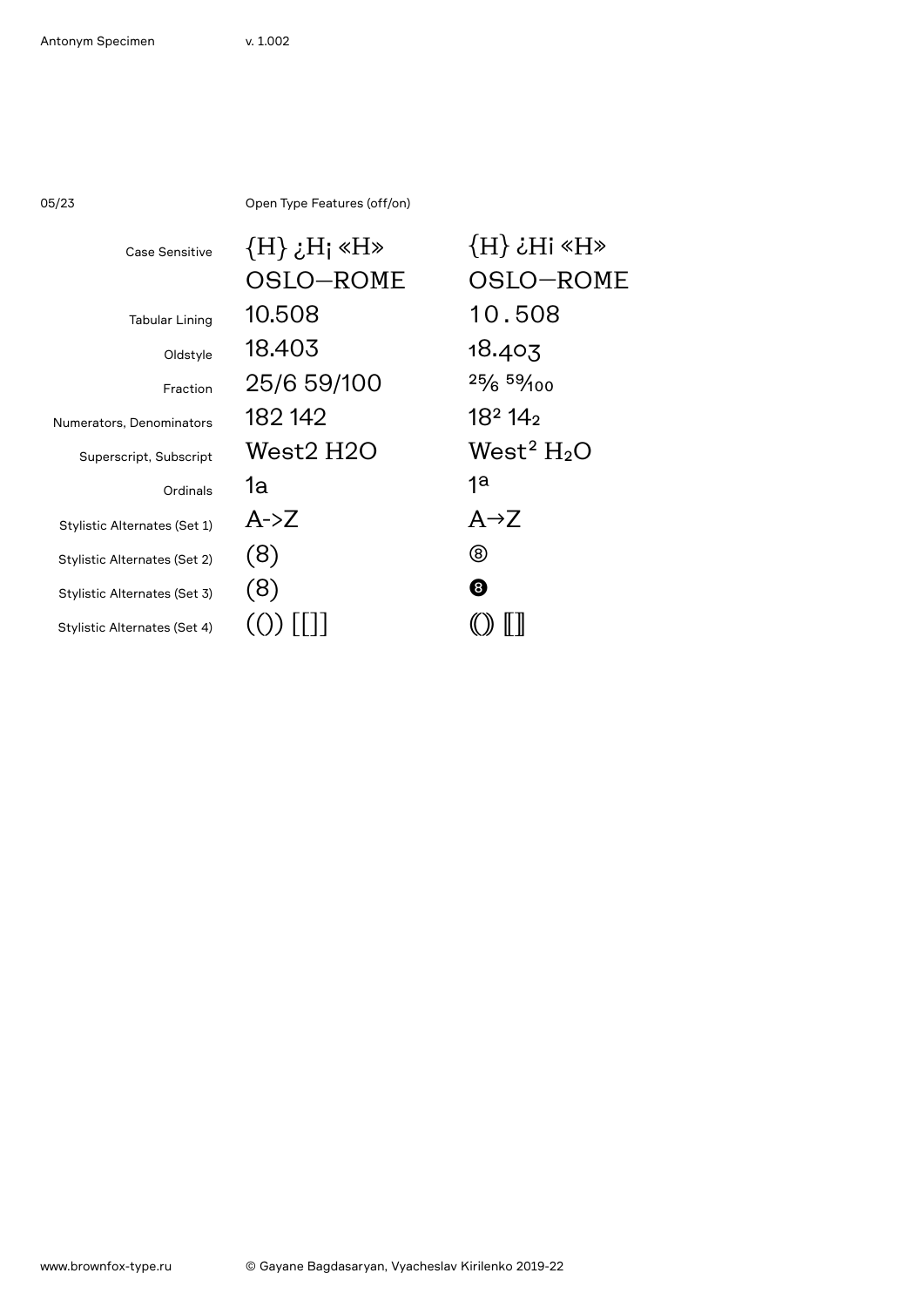## Open Type Features (off/on)

| Feature | Off | On |
|---|---|---|
| Case Sensitive | {H} ¿H¡ «H» OSLO—ROME | {H} ¿H¡ «H» OSLO—ROME |
| Tabular Lining | 10.508 | 10.508 |
| Oldstyle | 18.403 | 18.403 |
| Fraction | 25/6 59/100 | 25⁄6 59⁄100 |
| Numerators, Denominators | 182 142 | $18^2$ $14_2$ |
| Superscript, Subscript | West2 H2O | West$^2$ $H_2O$ |
| Ordinals | 1a | 1ª |
| Stylistic Alternates (Set 1) | A->Z | A→Z |
| Stylistic Alternates (Set 2) | (8) | ⑧ |
| Stylistic Alternates (Set 3) | (8) | ❽ |
| Stylistic Alternates (Set 4) | (()) [[]] | ⦅⦆ ⟦⟧ |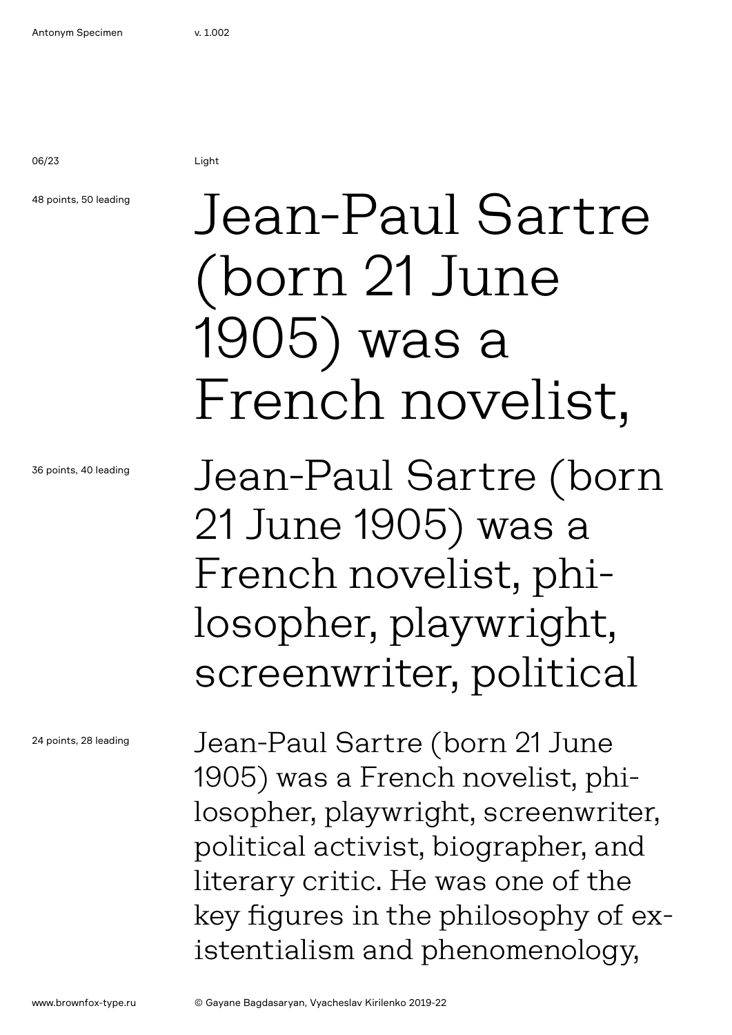Light

48 points, 50 leading

Jean-Paul Sartre (born 21 June 1905) was a French novelist,

36 points, 40 leading

Jean-Paul Sartre (born 21 June 1905) was a French novelist, philosopher, playwright, screenwriter, political

24 points, 28 leading

Jean-Paul Sartre (born 21 June 1905) was a French novelist, philosopher, playwright, screenwriter, political activist, biographer, and literary critic. He was one of the key figures in the philosophy of existentialism and phenomenology,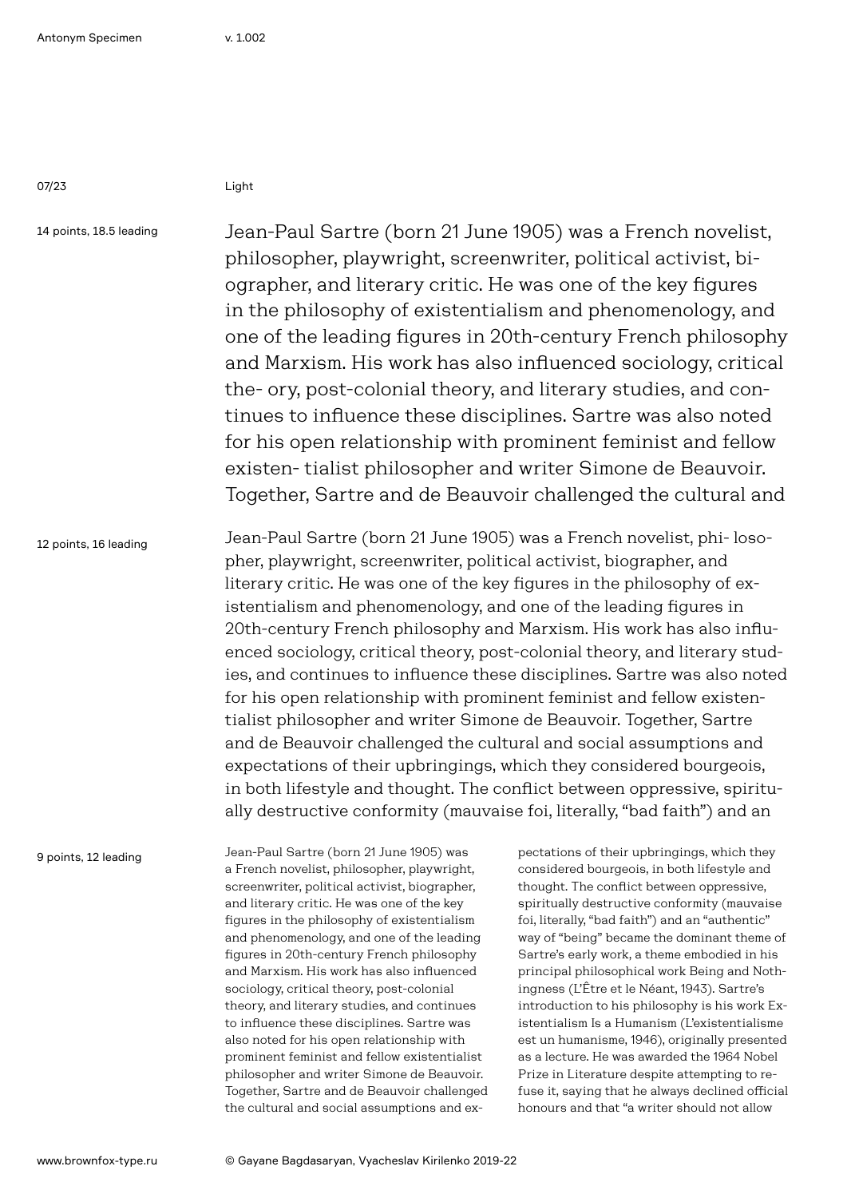Light

14 points, 18.5 leading

Jean-Paul Sartre (born 21 June 1905) was a French novelist, philosopher, playwright, screenwriter, political activist, biographer, and literary critic. He was one of the key figures in the philosophy of existentialism and phenomenology, and one of the leading figures in 20th-century French philosophy and Marxism. His work has also influenced sociology, critical the- ory, post-colonial theory, and literary studies, and continues to influence these disciplines. Sartre was also noted for his open relationship with prominent feminist and fellow existen- tialist philosopher and writer Simone de Beauvoir. Together, Sartre and de Beauvoir challenged the cultural and

12 points, 16 leading

Jean-Paul Sartre (born 21 June 1905) was a French novelist, phi- losopher, playwright, screenwriter, political activist, biographer, and literary critic. He was one of the key figures in the philosophy of existentialism and phenomenology, and one of the leading figures in 20th-century French philosophy and Marxism. His work has also influenced sociology, critical theory, post-colonial theory, and literary studies, and continues to influence these disciplines. Sartre was also noted for his open relationship with prominent feminist and fellow existentialist philosopher and writer Simone de Beauvoir. Together, Sartre and de Beauvoir challenged the cultural and social assumptions and expectations of their upbringings, which they considered bourgeois, in both lifestyle and thought. The conflict between oppressive, spiritually destructive conformity (mauvaise foi, literally, "bad faith") and an

9 points, 12 leading

Jean-Paul Sartre (born 21 June 1905) was a French novelist, philosopher, playwright, screenwriter, political activist, biographer, and literary critic. He was one of the key figures in the philosophy of existentialism and phenomenology, and one of the leading figures in 20th-century French philosophy and Marxism. His work has also influenced sociology, critical theory, post-colonial theory, and literary studies, and continues to influence these disciplines. Sartre was also noted for his open relationship with prominent feminist and fellow existentialist philosopher and writer Simone de Beauvoir. Together, Sartre and de Beauvoir challenged the cultural and social assumptions and expectations of their upbringings, which they considered bourgeois, in both lifestyle and thought. The conflict between oppressive, spiritually destructive conformity (mauvaise foi, literally, "bad faith") and an "authentic" way of "being" became the dominant theme of Sartre's early work, a theme embodied in his principal philosophical work Being and Nothingness (L'Être et le Néant, 1943). Sartre's introduction to his philosophy is his work Existentialism Is a Humanism (L'existentialisme est un humanisme, 1946), originally presented as a lecture. He was awarded the 1964 Nobel Prize in Literature despite attempting to refuse it, saying that he always declined official honours and that "a writer should not allow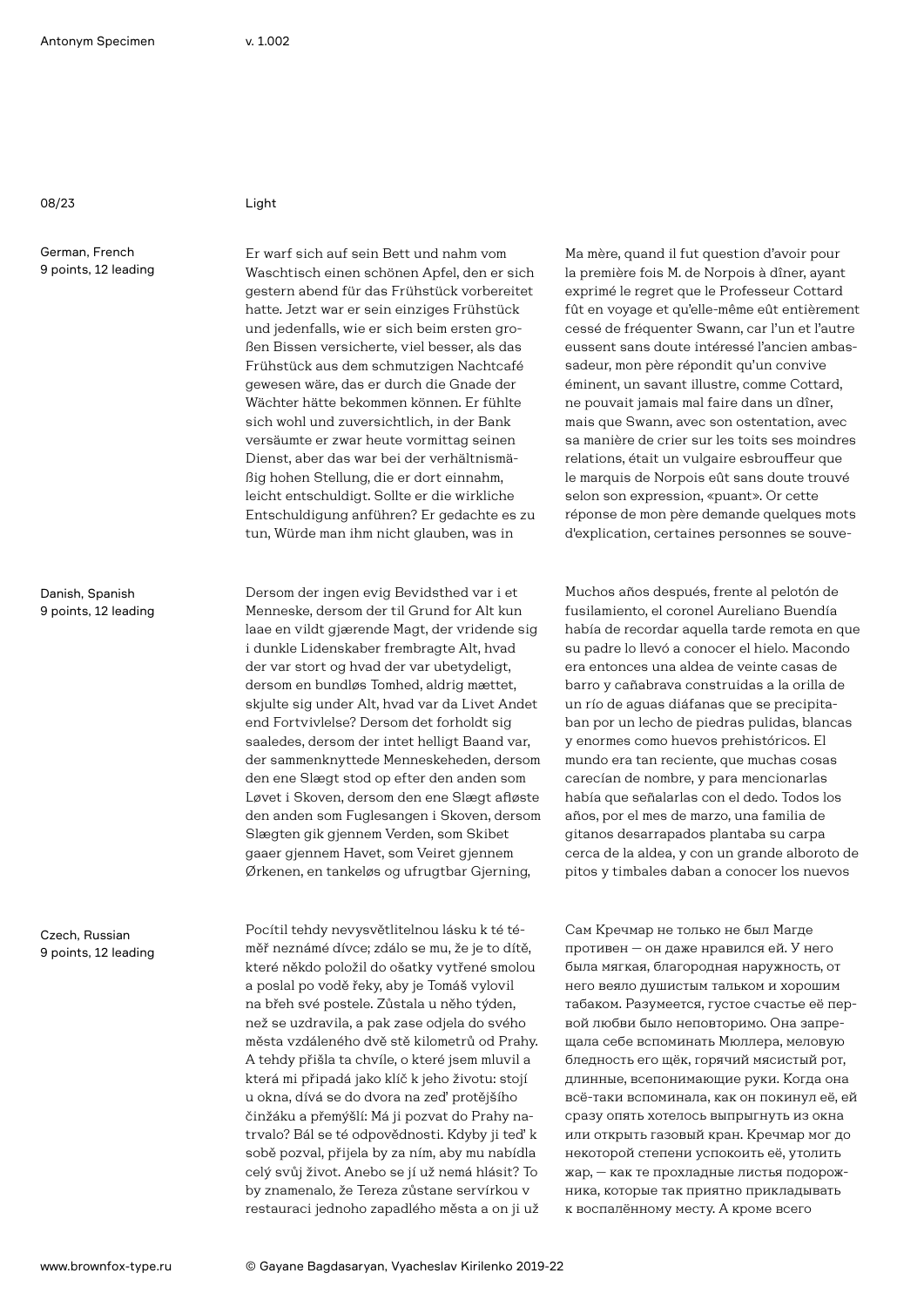Light

German, French
9 points, 12 leading

Er warf sich auf sein Bett und nahm vom Waschtisch einen schönen Apfel, den er sich gestern abend für das Frühstück vorbereitet hatte. Jetzt war er sein einziges Frühstück und jedenfalls, wie er sich beim ersten großen Bissen versicherte, viel besser, als das Frühstück aus dem schmutzigen Nachtcafé gewesen wäre, das er durch die Gnade der Wächter hätte bekommen können. Er fühlte sich wohl und zuversichtlich, in der Bank versäumte er zwar heute vormittag seinen Dienst, aber das war bei der verhältnismäßig hohen Stellung, die er dort einnahm, leicht entschuldigt. Sollte er die wirkliche Entschuldigung anführen? Er gedachte es zu tun, Würde man ihm nicht glauben, was in

Ma mère, quand il fut question d'avoir pour la première fois M. de Norpois à dîner, ayant exprimé le regret que le Professeur Cottard fût en voyage et qu'elle-même eût entièrement cessé de fréquenter Swann, car l'un et l'autre eussent sans doute intéressé l'ancien ambassadeur, mon père répondit qu'un convive éminent, un savant illustre, comme Cottard, ne pouvait jamais mal faire dans un dîner, mais que Swann, avec son ostentation, avec sa manière de crier sur les toits ses moindres relations, était un vulgaire esbrouffeur que le marquis de Norpois eût sans doute trouvé selon son expression, «puant». Or cette réponse de mon père demande quelques mots d'explication, certaines personnes se souve-

Danish, Spanish
9 points, 12 leading

Dersom der ingen evig Bevidsthed var i et Menneske, dersom der til Grund for Alt kun laae en vildt gjærende Magt, der vridende sig i dunkle Lidenskaber frembragte Alt, hvad der var stort og hvad der var ubetydeligt, dersom en bundløs Tomhed, aldrig mættet, skjulte sig under Alt, hvad var da Livet Andet end Fortvivlelse? Dersom det forholdt sig saaledes, dersom der intet helligt Baand var, der sammenknyttede Menneskeheden, dersom den ene Slægt stod op efter den anden som Løvet i Skoven, dersom den ene Slægt afløste den anden som Fuglesangen i Skoven, dersom Slægten gik gjennem Verden, som Skibet gaaer gjennem Havet, som Veiret gjennem Ørkenen, en tankeløs og ufrugtbar Gjerning,

Muchos años después, frente al pelotón de fusilamiento, el coronel Aureliano Buendía había de recordar aquella tarde remota en que su padre lo llevó a conocer el hielo. Macondo era entonces una aldea de veinte casas de barro y cañabrava construidas a la orilla de un río de aguas diáfanas que se precipitaban por un lecho de piedras pulidas, blancas y enormes como huevos prehistóricos. El mundo era tan reciente, que muchas cosas carecían de nombre, y para mencionarlas había que señalarlas con el dedo. Todos los años, por el mes de marzo, una familia de gitanos desarrapados plantaba su carpa cerca de la aldea, y con un grande alboroto de pitos y timbales daban a conocer los nuevos

Czech, Russian
9 points, 12 leading

Pocítil tehdy nevysvětlitelnou lásku k té téměř neznámé dívce; zdálo se mu, že je to dítě, které někdo položil do ošatky vytřené smolou a poslal po vodě řeky, aby je Tomáš vylovil na břeh své postele. Zůstala u něho týden, než se uzdravila, a pak zase odjela do svého města vzdáleného dvě stě kilometrů od Prahy. A tehdy přišla ta chvíle, o které jsem mluvil a která mi připadá jako klíč k jeho životu: stojí u okna, dívá se do dvora na zeď protějšího činžáku a přemýšlí: Má ji pozvat do Prahy natrvalo? Bál se té odpovědnosti. Kdyby ji teď k sobě pozval, přijela by za ním, aby mu nabídla celý svůj život. Anebo se jí už nemá hlásit? To by znamenalo, že Tereza zůstane servírkou v restauraci jednoho zapadlého města a on ji už

Сам Кречмар не только не был Магде противен — он даже нравился ей. У него была мягкая, благородная наружность, от него веяло душистым тальком и хорошим табаком. Разумеется, густое счастье её первой любви было неповторимо. Она запрещала себе вспоминать Мюллера, меловую бледность его щёк, горячий мясистый рот, длинные, всепонимающие руки. Когда она всё-таки вспоминала, как он покинул её, ей сразу опять хотелось выпрыгнуть из окна или открыть газовый кран. Кречмар мог до некоторой степени успокоить её, утолить жар, — как те прохладные листья подорожника, которые так приятно прикладывать к воспалённому месту. А кроме всего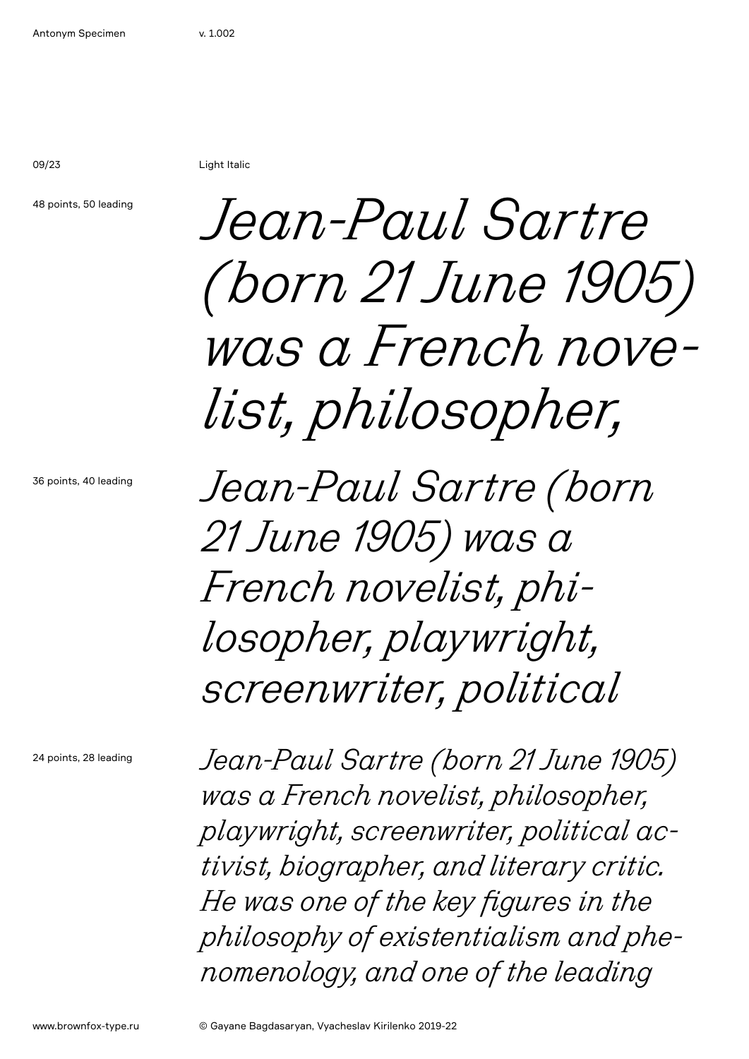Light Italic

48 points, 50 leading

*Jean-Paul Sartre (born 21 June 1905) was a French nove-list, philosopher,*

36 points, 40 leading

*Jean-Paul Sartre (born 21 June 1905) was a French novelist, phi-losopher, playwright, screenwriter, political*

24 points, 28 leading

*Jean-Paul Sartre (born 21 June 1905) was a French novelist, philosopher, playwright, screenwriter, political ac-tivist, biographer, and literary critic. He was one of the key figures in the philosophy of existentialism and phe-nomenology, and one of the leading*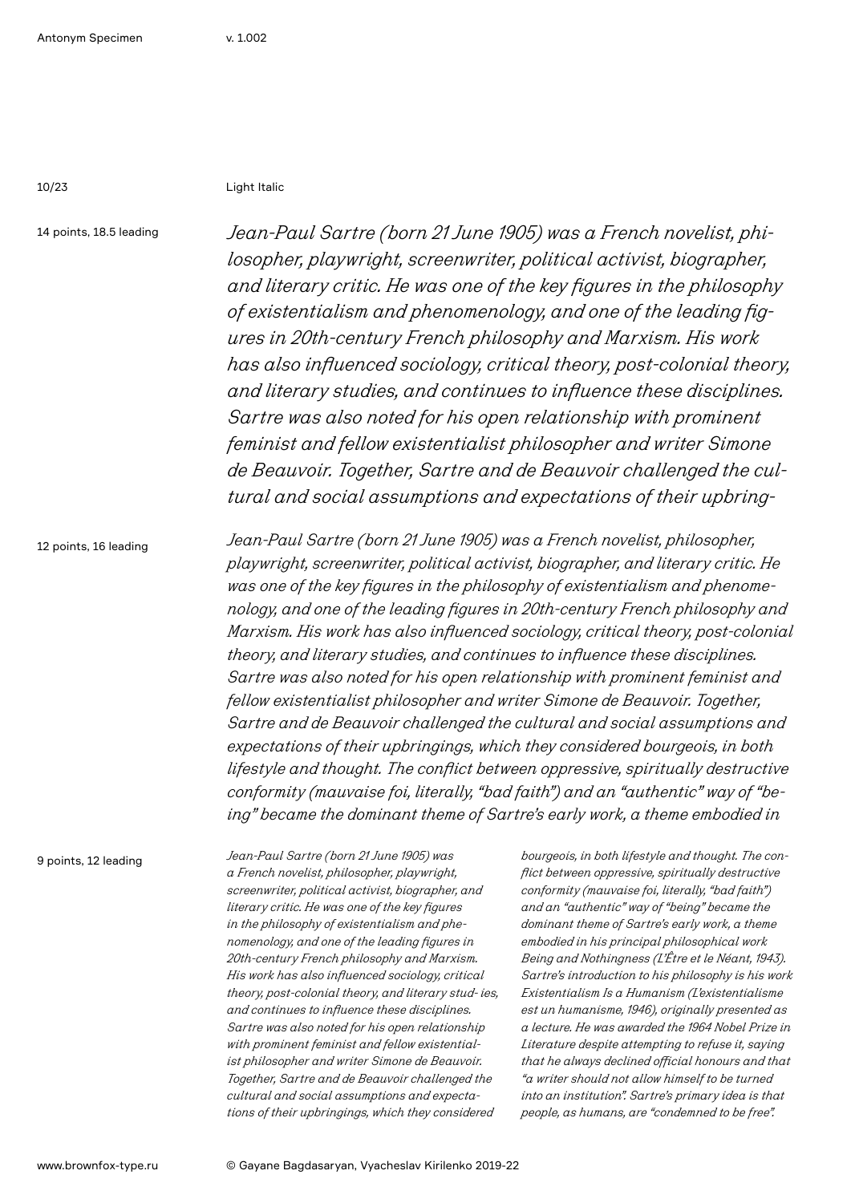Light Italic

14 points, 18.5 leading

*Jean-Paul Sartre (born 21 June 1905) was a French novelist, philosopher, playwright, screenwriter, political activist, biographer, and literary critic. He was one of the key figures in the philosophy of existentialism and phenomenology, and one of the leading figures in 20th-century French philosophy and Marxism. His work has also influenced sociology, critical theory, post-colonial theory, and literary studies, and continues to influence these disciplines. Sartre was also noted for his open relationship with prominent feminist and fellow existentialist philosopher and writer Simone de Beauvoir. Together, Sartre and de Beauvoir challenged the cultural and social assumptions and expectations of their upbring-*

12 points, 16 leading

*Jean-Paul Sartre (born 21 June 1905) was a French novelist, philosopher, playwright, screenwriter, political activist, biographer, and literary critic. He was one of the key figures in the philosophy of existentialism and phenomenology, and one of the leading figures in 20th-century French philosophy and Marxism. His work has also influenced sociology, critical theory, post-colonial theory, and literary studies, and continues to influence these disciplines. Sartre was also noted for his open relationship with prominent feminist and fellow existentialist philosopher and writer Simone de Beauvoir. Together, Sartre and de Beauvoir challenged the cultural and social assumptions and expectations of their upbringings, which they considered bourgeois, in both lifestyle and thought. The conflict between oppressive, spiritually destructive conformity (mauvaise foi, literally, "bad faith") and an "authentic" way of "being" became the dominant theme of Sartre's early work, a theme embodied in*

9 points, 12 leading

*Jean-Paul Sartre (born 21 June 1905) was a French novelist, philosopher, playwright, screenwriter, political activist, biographer, and literary critic. He was one of the key figures in the philosophy of existentialism and phenomenology, and one of the leading figures in 20th-century French philosophy and Marxism. His work has also influenced sociology, critical theory, post-colonial theory, and literary stud- ies, and continues to influence these disciplines. Sartre was also noted for his open relationship with prominent feminist and fellow existentialist philosopher and writer Simone de Beauvoir. Together, Sartre and de Beauvoir challenged the cultural and social assumptions and expectations of their upbringings, which they considered bourgeois, in both lifestyle and thought. The conflict between oppressive, spiritually destructive conformity (mauvaise foi, literally, "bad faith") and an "authentic" way of "being" became the dominant theme of Sartre's early work, a theme embodied in his principal philosophical work Being and Nothingness (L'Être et le Néant, 1943). Sartre's introduction to his philosophy is his work Existentialism Is a Humanism (L'existentialisme est un humanisme, 1946), originally presented as a lecture. He was awarded the 1964 Nobel Prize in Literature despite attempting to refuse it, saying that he always declined official honours and that "a writer should not allow himself to be turned into an institution". Sartre's primary idea is that people, as humans, are "condemned to be free".*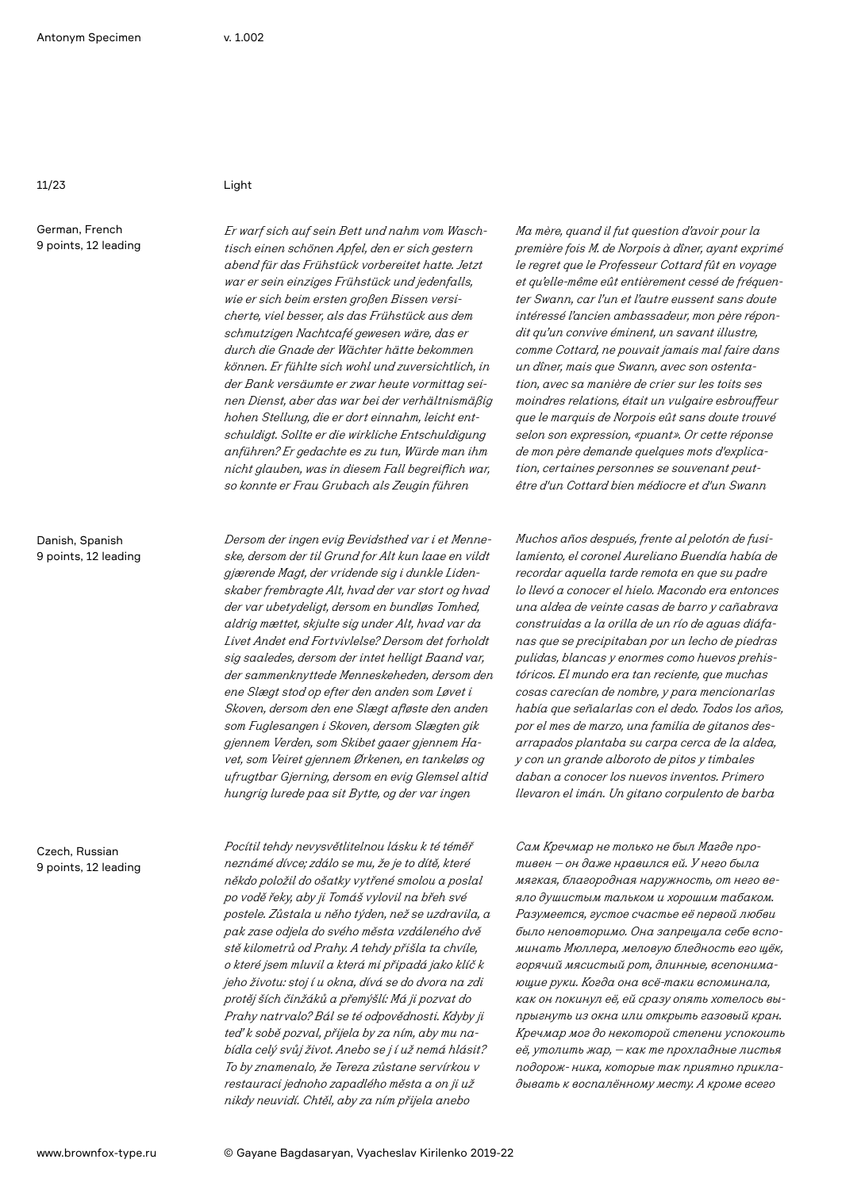Light

German, French
9 points, 12 leading

*Er warf sich auf sein Bett und nahm vom Waschtisch einen schönen Apfel, den er sich gestern abend für das Frühstück vorbereitet hatte. Jetzt war er sein einziges Frühstück und jedenfalls, wie er sich beim ersten großen Bissen versicherte, viel besser, als das Frühstück aus dem schmutzigen Nachtcafé gewesen wäre, das er durch die Gnade der Wächter hätte bekommen können. Er fühlte sich wohl und zuversichtlich, in der Bank versäumte er zwar heute vormittag seinen Dienst, aber das war bei der verhältnismäßig hohen Stellung, die er dort einnahm, leicht entschuldigt. Sollte er die wirkliche Entschuldigung anführen? Er gedachte es zu tun, Würde man ihm nicht glauben, was in diesem Fall begreiflich war, so konnte er Frau Grubach als Zeugin führen*

*Ma mère, quand il fut question d'avoir pour la première fois M. de Norpois à dîner, ayant exprimé le regret que le Professeur Cottard fût en voyage et qu'elle-même eût entièrement cessé de fréquenter Swann, car l'un et l'autre eussent sans doute intéressé l'ancien ambassadeur, mon père répondit qu'un convive éminent, un savant illustre, comme Cottard, ne pouvait jamais mal faire dans un dîner, mais que Swann, avec son ostentation, avec sa manière de crier sur les toits ses moindres relations, était un vulgaire esbrouffeur que le marquis de Norpois eût sans doute trouvé selon son expression, «puant». Or cette réponse de mon père demande quelques mots d'explication, certaines personnes se souvenant peut-être d'un Cottard bien médiocre et d'un Swann*

Danish, Spanish
9 points, 12 leading

*Dersom der ingen evig Bevidsthed var i et Menneske, dersom der til Grund for Alt kun laae en vildt gjærende Magt, der vridende sig i dunkle Lidenskaber frembragte Alt, hvad der var stort og hvad der var ubetydeligt, dersom en bundløs Tomhed, aldrig mættet, skjulte sig under Alt, hvad var da Livet Andet end Fortvivlelse? Dersom det forholdt sig saaledes, dersom der intet helligt Baand var, der sammenknyttede Menneskeheden, dersom den ene Slægt stod op efter den anden som Løvet i Skoven, dersom den ene Slægt afløste den anden som Fuglesangen i Skoven, dersom Slægten gik gjennem Verden, som Skibet gaaer gjennem Havet, som Veiret gjennem Ørkenen, en tankeløs og ufrugtbar Gjerning, dersom en evig Glemsel altid hungrig lurede paa sit Bytte, og der var ingen*

*Muchos años después, frente al pelotón de fusilamiento, el coronel Aureliano Buendía había de recordar aquella tarde remota en que su padre lo llevó a conocer el hielo. Macondo era entonces una aldea de veinte casas de barro y cañabrava construidas a la orilla de un río de aguas diáfanas que se precipitaban por un lecho de piedras pulidas, blancas y enormes como huevos prehistóricos. El mundo era tan reciente, que muchas cosas carecían de nombre, y para mencionarlas había que señalarlas con el dedo. Todos los años, por el mes de marzo, una familia de gitanos desarrapados plantaba su carpa cerca de la aldea, y con un grande alboroto de pitos y timbales daban a conocer los nuevos inventos. Primero llevaron el imán. Un gitano corpulento de barba*

Czech, Russian
9 points, 12 leading

*Pocítil tehdy nevysvětlitelnou lásku k té téměř neznámé dívce; zdálo se mu, že je to dítě, které někdo položil do ošatky vytřené smolou a poslal po vodě řeky, aby ji Tomáš vylovil na břeh své postele. Zůstala u něho týden, než se uzdravila, a pak zase odjela do svého města vzdáleného dvě stě kilometrů od Prahy. A tehdy přišla ta chvíle, o které jsem mluvil a která mi připadá jako klíč k jeho životu: stoj í u okna, dívá se do dvora na zdi protěj ších činžáků a přemýšlí: Má ji pozvat do Prahy natrvalo? Bál se té odpovědnosti. Kdyby ji teď k sobě pozval, přijela by za ním, aby mu nabídla celý svůj život. Anebo se j í už nemá hlásit? To by znamenalo, že Tereza zůstane servírkou v restauraci jednoho zapadlého města a on ji už nikdy neuvidí. Chtěl, aby za ním přijela anebo*

*Сам Кречмар не только не был Магде противен — он даже нравился ей. У него была мягкая, благородная наружность, от него веяло душистым тальком и хорошим табаком. Разумеется, густое счастье её первой любви было неповторимо. Она запрещала себе вспоминать Мюллера, меловую бледность его щёк, горячий мясистый рот, длинные, всепонимающие руки. Когда она всё-таки вспоминала, как он покинул её, ей сразу опять хотелось выпрыгнуть из окна или открыть газовый кран. Кречмар мог до некоторой степени успокоить её, утолить жар, — как те прохладные листья подорож- ника, которые так приятно прикладывать к воспалённому месту. А кроме всего*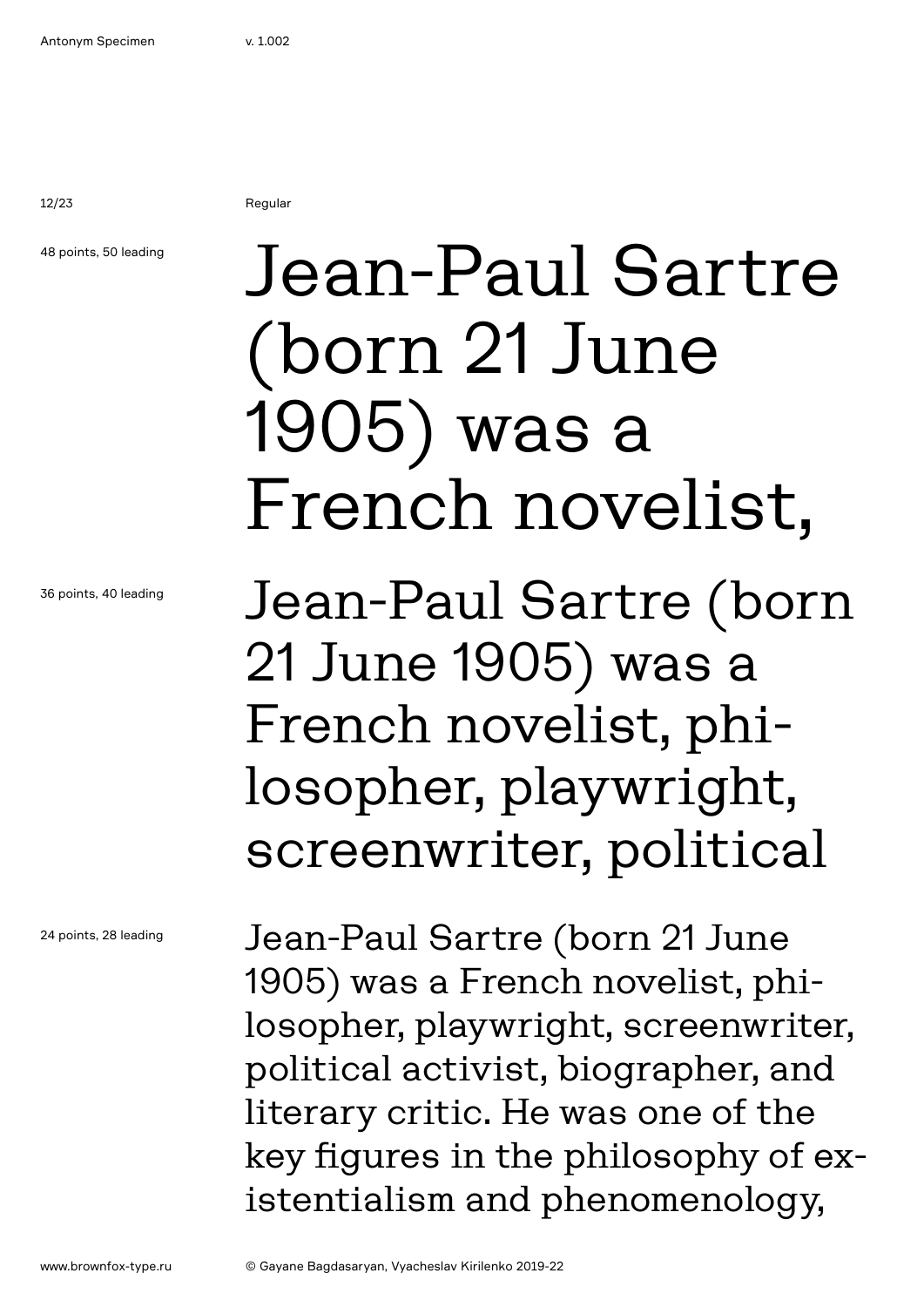Regular

48 points, 50 leading

Jean-Paul Sartre (born 21 June 1905) was a French novelist,

36 points, 40 leading

Jean-Paul Sartre (born 21 June 1905) was a French novelist, phi-losopher, playwright, screenwriter, political

24 points, 28 leading

Jean-Paul Sartre (born 21 June 1905) was a French novelist, phi-losopher, playwright, screenwriter, political activist, biographer, and literary critic. He was one of the key figures in the philosophy of ex-istentialism and phenomenology,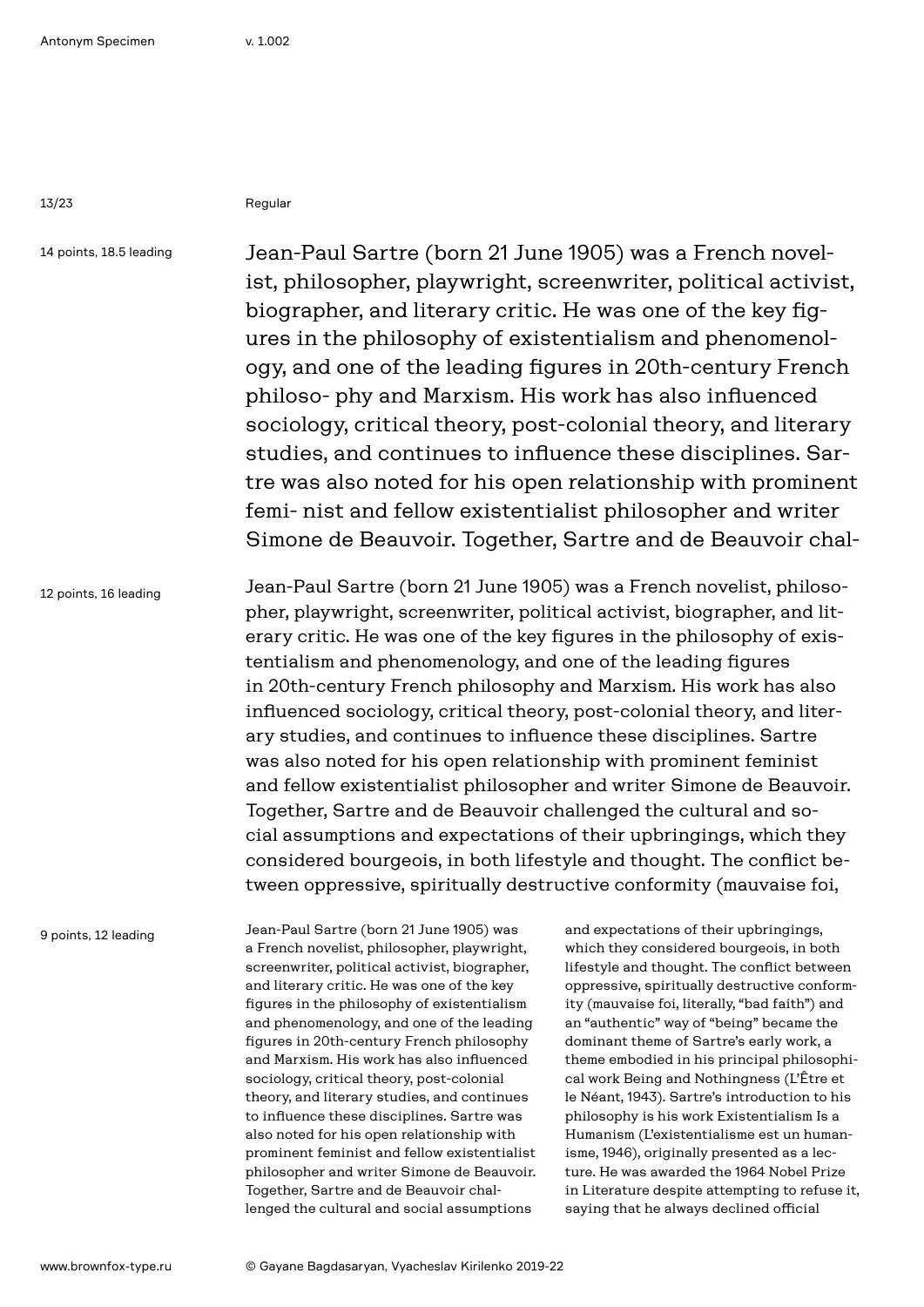Regular

14 points, 18.5 leading

Jean-Paul Sartre (born 21 June 1905) was a French novelist, philosopher, playwright, screenwriter, political activist, biographer, and literary critic. He was one of the key figures in the philosophy of existentialism and phenomenology, and one of the leading figures in 20th-century French philoso- phy and Marxism. His work has also influenced sociology, critical theory, post-colonial theory, and literary studies, and continues to influence these disciplines. Sartre was also noted for his open relationship with prominent femi- nist and fellow existentialist philosopher and writer Simone de Beauvoir. Together, Sartre and de Beauvoir chal-

12 points, 16 leading

Jean-Paul Sartre (born 21 June 1905) was a French novelist, philosopher, playwright, screenwriter, political activist, biographer, and literary critic. He was one of the key figures in the philosophy of existentialism and phenomenology, and one of the leading figures in 20th-century French philosophy and Marxism. His work has also influenced sociology, critical theory, post-colonial theory, and literary studies, and continues to influence these disciplines. Sartre was also noted for his open relationship with prominent feminist and fellow existentialist philosopher and writer Simone de Beauvoir. Together, Sartre and de Beauvoir challenged the cultural and social assumptions and expectations of their upbringings, which they considered bourgeois, in both lifestyle and thought. The conflict between oppressive, spiritually destructive conformity (mauvaise foi,

9 points, 12 leading

Jean-Paul Sartre (born 21 June 1905) was a French novelist, philosopher, playwright, screenwriter, political activist, biographer, and literary critic. He was one of the key figures in the philosophy of existentialism and phenomenology, and one of the leading figures in 20th-century French philosophy and Marxism. His work has also influenced sociology, critical theory, post-colonial theory, and literary studies, and continues to influence these disciplines. Sartre was also noted for his open relationship with prominent feminist and fellow existentialist philosopher and writer Simone de Beauvoir. Together, Sartre and de Beauvoir challenged the cultural and social assumptions and expectations of their upbringings, which they considered bourgeois, in both lifestyle and thought. The conflict between oppressive, spiritually destructive conformity (mauvaise foi, literally, "bad faith") and an "authentic" way of "being" became the dominant theme of Sartre's early work, a theme embodied in his principal philosophical work Being and Nothingness (L'Être et le Néant, 1943). Sartre's introduction to his philosophy is his work Existentialism Is a Humanism (L'existentialisme est un humanisme, 1946), originally presented as a lecture. He was awarded the 1964 Nobel Prize in Literature despite attempting to refuse it, saying that he always declined official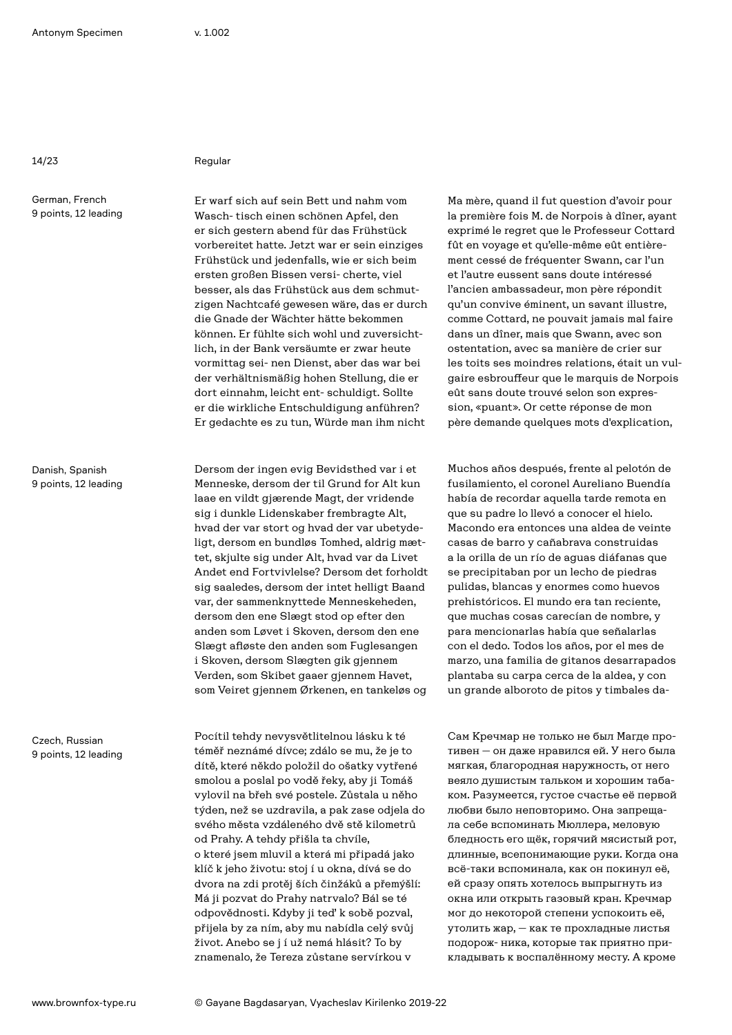Regular

German, French
9 points, 12 leading

Er warf sich auf sein Bett und nahm vom Wasch- tisch einen schönen Apfel, den er sich gestern abend für das Frühstück vorbereitet hatte. Jetzt war er sein einziges Frühstück und jedenfalls, wie er sich beim ersten großen Bissen versi- cherte, viel besser, als das Frühstück aus dem schmutzigen Nachtcafé gewesen wäre, das er durch die Gnade der Wächter hätte bekommen können. Er fühlte sich wohl und zuversichtlich, in der Bank versäumte er zwar heute vormittag sei- nen Dienst, aber das war bei der verhältnismäßig hohen Stellung, die er dort einnahm, leicht ent- schuldigt. Sollte er die wirkliche Entschuldigung anführen? Er gedachte es zu tun, Würde man ihm nicht

Ma mère, quand il fut question d'avoir pour la première fois M. de Norpois à dîner, ayant exprimé le regret que le Professeur Cottard fût en voyage et qu'elle-même eût entièrement cessé de fréquenter Swann, car l'un et l'autre eussent sans doute intéressé l'ancien ambassadeur, mon père répondit qu'un convive éminent, un savant illustre, comme Cottard, ne pouvait jamais mal faire dans un dîner, mais que Swann, avec son ostentation, avec sa manière de crier sur les toits ses moindres relations, était un vulgaire esbrouffeur que le marquis de Norpois eût sans doute trouvé selon son expression, «puant». Or cette réponse de mon père demande quelques mots d'explication,

Danish, Spanish
9 points, 12 leading

Dersom der ingen evig Bevidsthed var i et Menneske, dersom der til Grund for Alt kun laae en vildt gjærende Magt, der vridende sig i dunkle Lidenskaber frembragte Alt, hvad der var stort og hvad der var ubetydeligt, dersom en bundløs Tomhed, aldrig mættet, skjulte sig under Alt, hvad var da Livet Andet end Fortvivlelse? Dersom det forholdt sig saaledes, dersom der intet helligt Baand var, der sammenknyttede Menneskeheden, dersom den ene Slægt stod op efter den anden som Løvet i Skoven, dersom den ene Slægt afløste den anden som Fuglesangen i Skoven, dersom Slægten gik gjennem Verden, som Skibet gaaer gjennem Havet, som Veiret gjennem Ørkenen, en tankeløs og

Muchos años después, frente al pelotón de fusilamiento, el coronel Aureliano Buendía había de recordar aquella tarde remota en que su padre lo llevó a conocer el hielo. Macondo era entonces una aldea de veinte casas de barro y cañabrava construidas a la orilla de un río de aguas diáfanas que se precipitaban por un lecho de piedras pulidas, blancas y enormes como huevos prehistóricos. El mundo era tan reciente, que muchas cosas carecían de nombre, y para mencionarlas había que señalarlas con el dedo. Todos los años, por el mes de marzo, una familia de gitanos desarrapados plantaba su carpa cerca de la aldea, y con un grande alboroto de pitos y timbales da-

Czech, Russian
9 points, 12 leading

Pocítil tehdy nevysvětlitelnou lásku k té téměř neznámé dívce; zdálo se mu, že je to dítě, které někdo položil do ošatky vytřené smolou a poslal po vodě řeky, aby ji Tomáš vylovil na břeh své postele. Zůstala u něho týden, než se uzdravila, a pak zase odjela do svého města vzdáleného dvě stě kilometrů od Prahy. A tehdy přišla ta chvíle, o které jsem mluvil a která mi připadá jako klíč k jeho životu: stoj í u okna, dívá se do dvora na zdi protěj ších činžáků a přemýšlí: Má ji pozvat do Prahy natrvalo? Bál se té odpovědnosti. Kdyby ji teď k sobě pozval, přijela by za ním, aby mu nabídla celý svůj život. Anebo se j í už nemá hlásit? To by znamenalo, že Tereza zůstane servírkou v

Сам Кречмар не только не был Магде противен — он даже нравился ей. У него была мягкая, благородная наружность, от него веяло душистым тальком и хорошим табаком. Разумеется, густое счастье её первой любви было неповторимо. Она запрещала себе вспоминать Мюллера, меловую бледность его щёк, горячий мясистый рот, длинные, всепонимающие руки. Когда она всё-таки вспоминала, как он покинул её, ей сразу опять хотелось выпрыгнуть из окна или открыть газовый кран. Кречмар мог до некоторой степени успокоить её, утолить жар, — как те прохладные листья подорож- ника, которые так приятно прикладывать к воспалённому месту. А кроме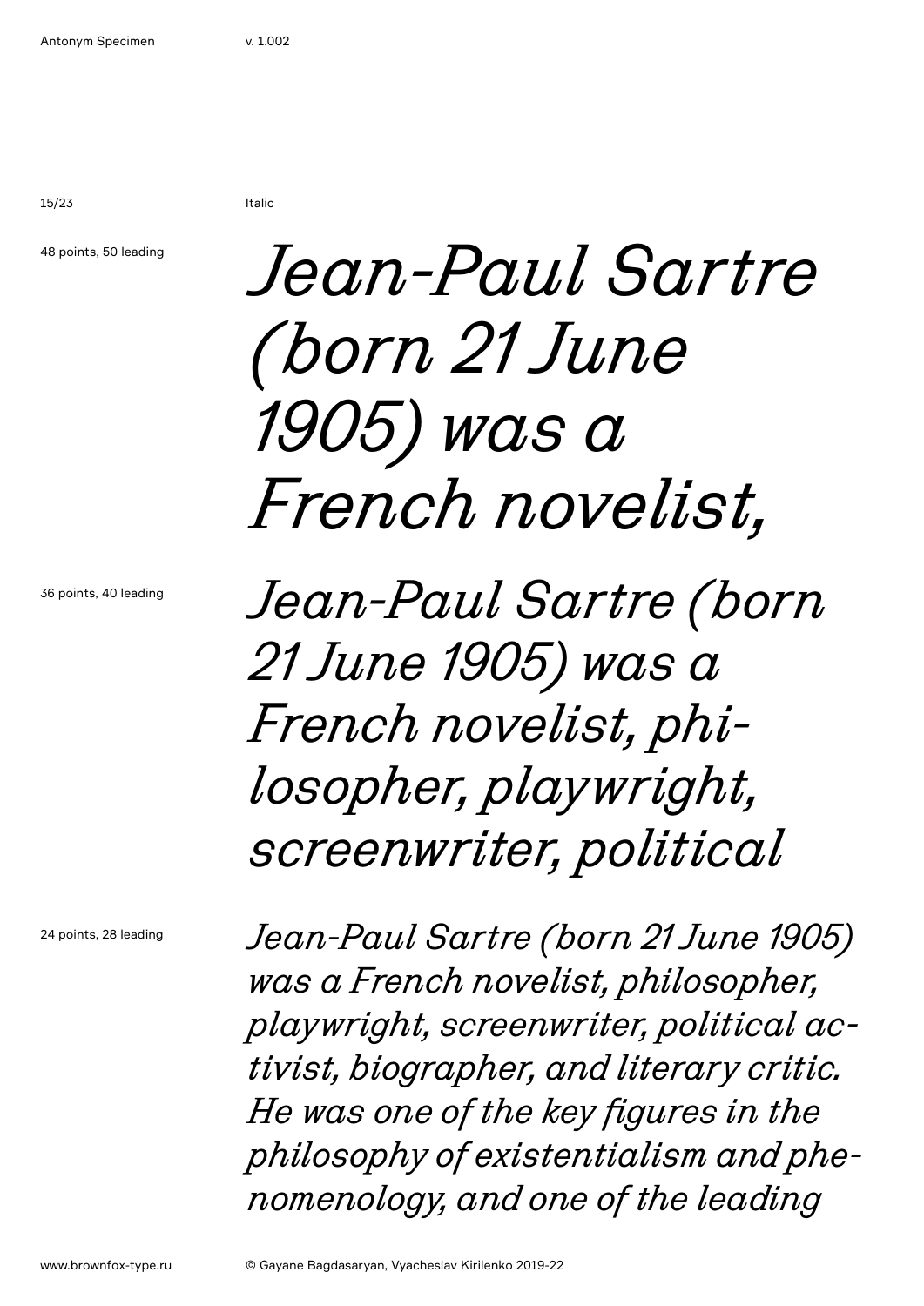Italic

48 points, 50 leading

*Jean-Paul Sartre (born 21 June 1905) was a French novelist,*

36 points, 40 leading

*Jean-Paul Sartre (born 21 June 1905) was a French novelist, phi-losopher, playwright, screenwriter, political*

24 points, 28 leading

*Jean-Paul Sartre (born 21 June 1905) was a French novelist, philosopher, playwright, screenwriter, political ac-tivist, biographer, and literary critic. He was one of the key figures in the philosophy of existentialism and phe-nomenology, and one of the leading*

www.brownfox-type.ru

© Gayane Bagdasaryan, Vyacheslav Kirilenko 2019-22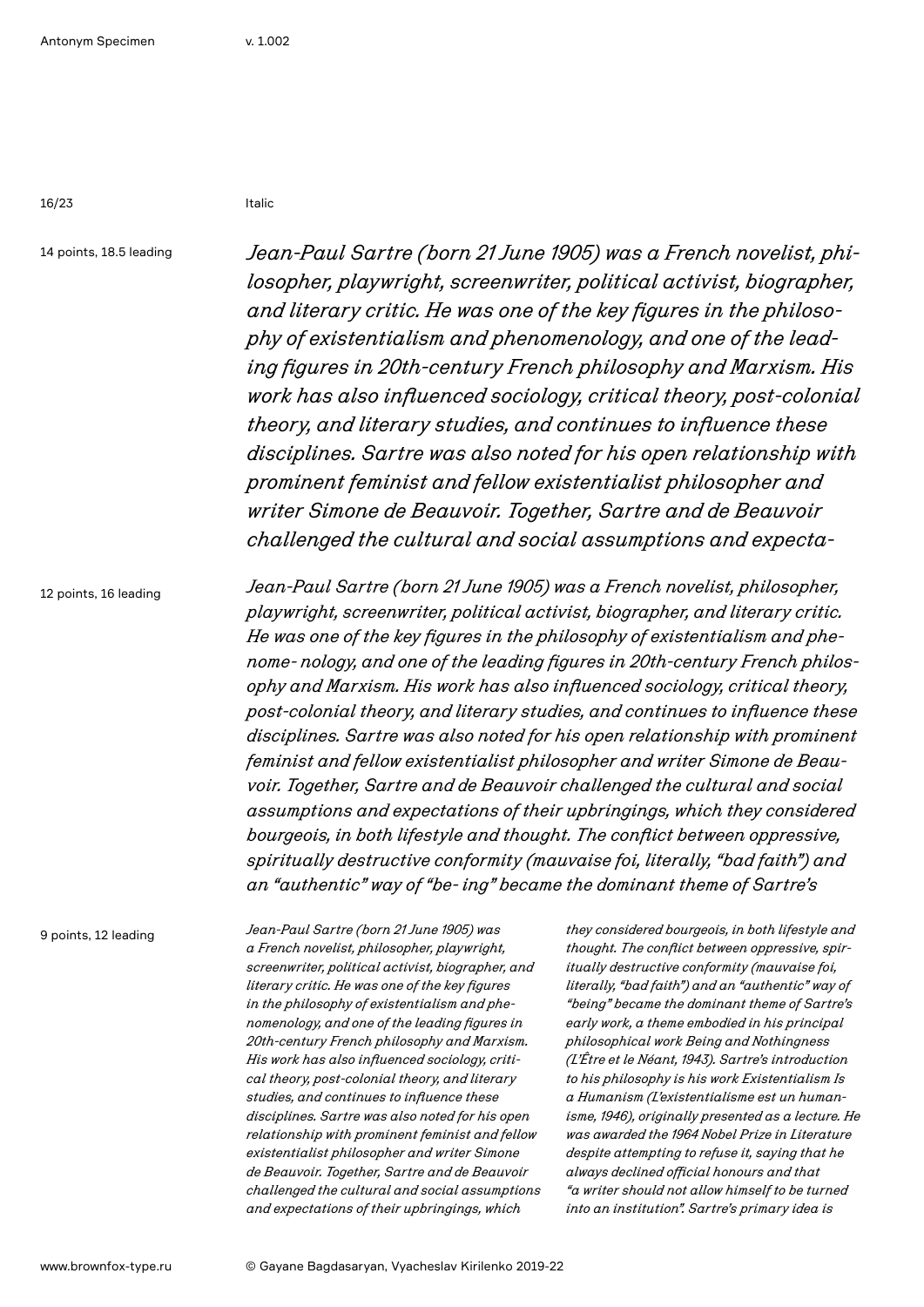Italic

14 points, 18.5 leading

*Jean-Paul Sartre (born 21 June 1905) was a French novelist, philosopher, playwright, screenwriter, political activist, biographer, and literary critic. He was one of the key figures in the philosophy of existentialism and phenomenology, and one of the leading figures in 20th-century French philosophy and Marxism. His work has also influenced sociology, critical theory, post-colonial theory, and literary studies, and continues to influence these disciplines. Sartre was also noted for his open relationship with prominent feminist and fellow existentialist philosopher and writer Simone de Beauvoir. Together, Sartre and de Beauvoir challenged the cultural and social assumptions and expecta-*

12 points, 16 leading

*Jean-Paul Sartre (born 21 June 1905) was a French novelist, philosopher, playwright, screenwriter, political activist, biographer, and literary critic. He was one of the key figures in the philosophy of existentialism and phenome- nology, and one of the leading figures in 20th-century French philosophy and Marxism. His work has also influenced sociology, critical theory, post-colonial theory, and literary studies, and continues to influence these disciplines. Sartre was also noted for his open relationship with prominent feminist and fellow existentialist philosopher and writer Simone de Beauvoir. Together, Sartre and de Beauvoir challenged the cultural and social assumptions and expectations of their upbringings, which they considered bourgeois, in both lifestyle and thought. The conflict between oppressive, spiritually destructive conformity (mauvaise foi, literally, "bad faith") and an "authentic" way of "be- ing" became the dominant theme of Sartre's*

9 points, 12 leading

*Jean-Paul Sartre (born 21 June 1905) was a French novelist, philosopher, playwright, screenwriter, political activist, biographer, and literary critic. He was one of the key figures in the philosophy of existentialism and phenomenology, and one of the leading figures in 20th-century French philosophy and Marxism. His work has also influenced sociology, critical theory, post-colonial theory, and literary studies, and continues to influence these disciplines. Sartre was also noted for his open relationship with prominent feminist and fellow existentialist philosopher and writer Simone de Beauvoir. Together, Sartre and de Beauvoir challenged the cultural and social assumptions and expectations of their upbringings, which they considered bourgeois, in both lifestyle and thought. The conflict between oppressive, spiritually destructive conformity (mauvaise foi, literally, "bad faith") and an "authentic" way of "being" became the dominant theme of Sartre's early work, a theme embodied in his principal philosophical work Being and Nothingness (L'Être et le Néant, 1943). Sartre's introduction to his philosophy is his work Existentialism Is a Humanism (L'existentialisme est un humanisme, 1946), originally presented as a lecture. He was awarded the 1964 Nobel Prize in Literature despite attempting to refuse it, saying that he always declined official honours and that "a writer should not allow himself to be turned into an institution". Sartre's primary idea is*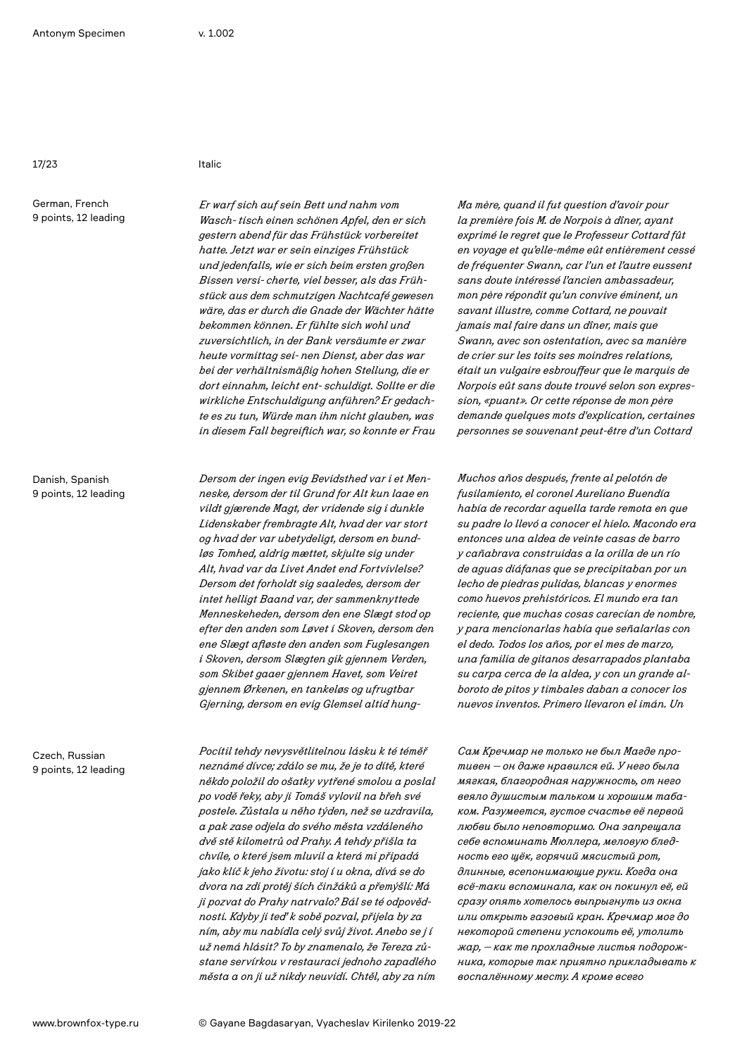Italic

German, French
9 points, 12 leading

*Er warf sich auf sein Bett und nahm vom Wasch- tisch einen schönen Apfel, den er sich gestern abend für das Frühstück vorbereitet hatte. Jetzt war er sein einziges Frühstück und jedenfalls, wie er sich beim ersten großen Bissen versi- cherte, viel besser, als das Frühstück aus dem schmutzigen Nachtcafé gewesen wäre, das er durch die Gnade der Wächter hätte bekommen können. Er fühlte sich wohl und zuversichtlich, in der Bank versäumte er zwar heute vormittag sei- nen Dienst, aber das war bei der verhältnismäßig hohen Stellung, die er dort einnahm, leicht ent- schuldigt. Sollte er die wirkliche Entschuldigung anführen? Er gedachte es zu tun, Würde man ihm nicht glauben, was in diesem Fall begreiflich war, so konnte er Frau*

*Ma mère, quand il fut question d'avoir pour la première fois M. de Norpois à dîner, ayant exprimé le regret que le Professeur Cottard fût en voyage et qu'elle-même eût entièrement cessé de fréquenter Swann, car l'un et l'autre eussent sans doute intéressé l'ancien ambassadeur, mon père répondit qu'un convive éminent, un savant illustre, comme Cottard, ne pouvait jamais mal faire dans un dîner, mais que Swann, avec son ostentation, avec sa manière de crier sur les toits ses moindres relations, était un vulgaire esbrouffeur que le marquis de Norpois eût sans doute trouvé selon son expression, «puant». Or cette réponse de mon père demande quelques mots d'explication, certaines personnes se souvenant peut-être d'un Cottard*

Danish, Spanish
9 points, 12 leading

*Dersom der ingen evig Bevidsthed var i et Menneske, dersom der til Grund for Alt kun laae en vildt gjærende Magt, der vridende sig i dunkle Lidenskaber frembragte Alt, hvad der var stort og hvad der var ubetydeligt, dersom en bundløs Tomhed, aldrig mættet, skjulte sig under Alt, hvad var da Livet Andet end Fortvivlelse? Dersom det forholdt sig saaledes, dersom der intet helligt Baand var, der sammenknyttede Menneskeheden, dersom den ene Slægt stod op efter den anden som Løvet i Skoven, dersom den ene Slægt afløste den anden som Fuglesangen i Skoven, dersom Slægten gik gjennem Verden, som Skibet gaaer gjennem Havet, som Veiret gjennem Ørkenen, en tankeløs og ufrugtbar Gjerning, dersom en evig Glemsel altid hung-*

*Muchos años después, frente al pelotón de fusilamiento, el coronel Aureliano Buendía había de recordar aquella tarde remota en que su padre lo llevó a conocer el hielo. Macondo era entonces una aldea de veinte casas de barro y cañabrava construidas a la orilla de un río de aguas diáfanas que se precipitaban por un lecho de piedras pulidas, blancas y enormes como huevos prehistóricos. El mundo era tan reciente, que muchas cosas carecían de nombre, y para mencionarlas había que señalarlas con el dedo. Todos los años, por el mes de marzo, una familia de gitanos desarrapados plantaba su carpa cerca de la aldea, y con un grande alboroto de pitos y timbales daban a conocer los nuevos inventos. Primero llevaron el imán. Un*

Czech, Russian
9 points, 12 leading

*Pocítil tehdy nevysvětlitelnou lásku k té téměř neznámé dívce; zdálo se mu, že je to dítě, které někdo položil do ošatky vytřené smolou a poslal po vodě řeky, aby ji Tomáš vylovil na břeh své postele. Zůstala u něho týden, než se uzdravila, a pak zase odjela do svého města vzdáleného dvě stě kilometrů od Prahy. A tehdy přišla ta chvíle, o které jsem mluvil a která mi připadá jako klíč k jeho životu: stojí u okna, dívá se do dvora na zdi protěj ších činžáků a přemýšlí: Má ji pozvat do Prahy natrvalo? Bál se té odpovědnosti. Kdyby ji teď k sobě pozval, přijela by za ním, aby mu nabídla celý svůj život. Anebo se j í už nemá hlásit? To by znamenalo, že Tereza zůstane servírkou v restauraci jednoho zapadlého města a on ji už nikdy neuvidí. Chtěl, aby za ním*

*Сам Кречмар не только не был Магде противен — он даже нравился ей. У него была мягкая, благородная наружность, от него веяло душистым тальком и хорошим табаком. Разумеется, густое счастье её первой любви было неповторимо. Она запрещала себе вспоминать Мюллера, меловую бледность его щёк, горячий мясистый рот, длинные, всепонимающие руки. Когда она всё-таки вспоминала, как он покинул её, ей сразу опять хотелось выпрыгнуть из окна или открыть газовый кран. Кречмар мог до некоторой степени успокоить её, утолить жар, — как те прохладные листья подорожника, которые так приятно прикладывать к воспалённому месту. А кроме всего*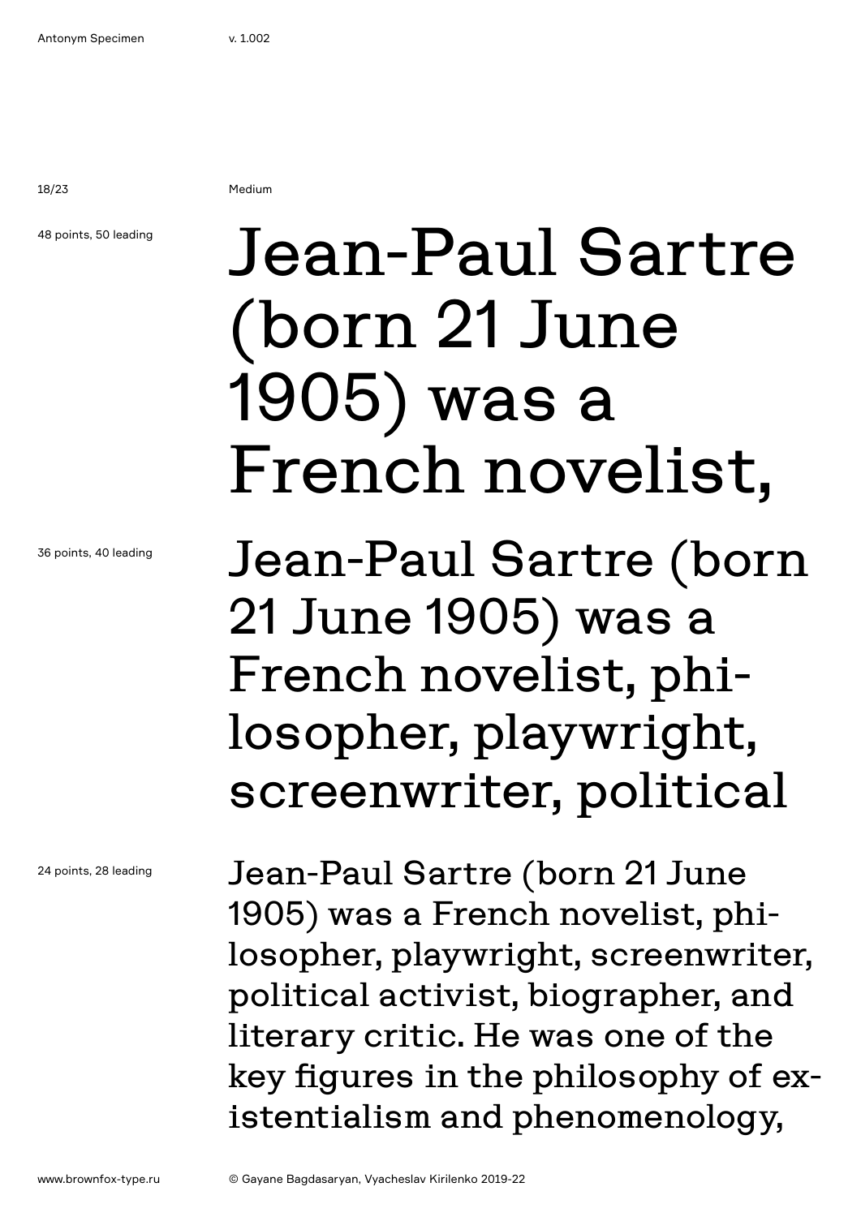Medium

48 points, 50 leading

Jean-Paul Sartre (born 21 June 1905) was a French novelist,

36 points, 40 leading

Jean-Paul Sartre (born 21 June 1905) was a French novelist, philosopher, playwright, screenwriter, political

24 points, 28 leading

Jean-Paul Sartre (born 21 June 1905) was a French novelist, philosopher, playwright, screenwriter, political activist, biographer, and literary critic. He was one of the key figures in the philosophy of existentialism and phenomenology,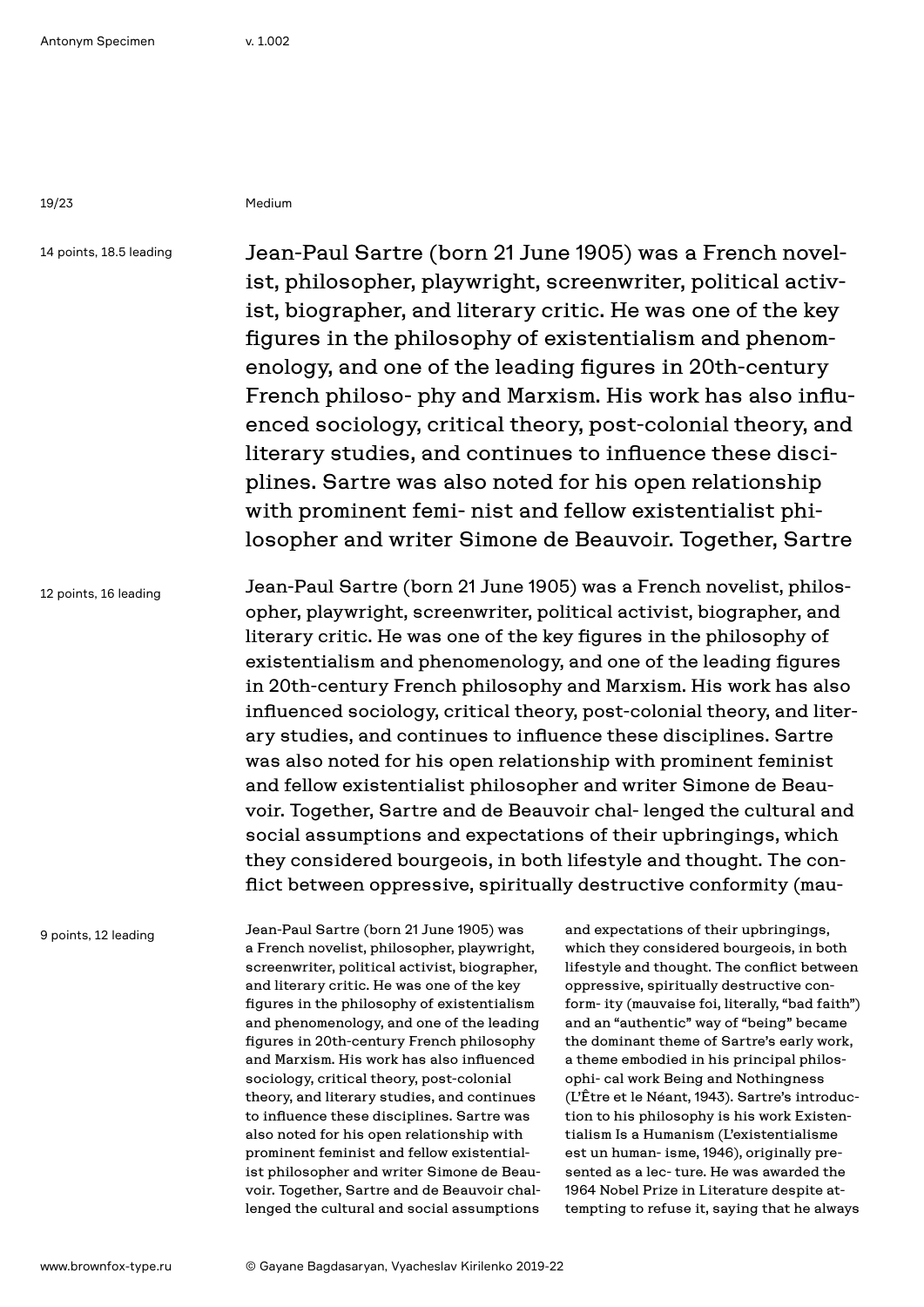Medium

14 points, 18.5 leading

Jean-Paul Sartre (born 21 June 1905) was a French novelist, philosopher, playwright, screenwriter, political activist, biographer, and literary critic. He was one of the key figures in the philosophy of existentialism and phenomenology, and one of the leading figures in 20th-century French philoso- phy and Marxism. His work has also influenced sociology, critical theory, post-colonial theory, and literary studies, and continues to influence these disciplines. Sartre was also noted for his open relationship with prominent femi- nist and fellow existentialist philosopher and writer Simone de Beauvoir. Together, Sartre

12 points, 16 leading

Jean-Paul Sartre (born 21 June 1905) was a French novelist, philosopher, playwright, screenwriter, political activist, biographer, and literary critic. He was one of the key figures in the philosophy of existentialism and phenomenology, and one of the leading figures in 20th-century French philosophy and Marxism. His work has also influenced sociology, critical theory, post-colonial theory, and literary studies, and continues to influence these disciplines. Sartre was also noted for his open relationship with prominent feminist and fellow existentialist philosopher and writer Simone de Beauvoir. Together, Sartre and de Beauvoir chal- lenged the cultural and social assumptions and expectations of their upbringings, which they considered bourgeois, in both lifestyle and thought. The conflict between oppressive, spiritually destructive conformity (mau-

9 points, 12 leading

Jean-Paul Sartre (born 21 June 1905) was a French novelist, philosopher, playwright, screenwriter, political activist, biographer, and literary critic. He was one of the key figures in the philosophy of existentialism and phenomenology, and one of the leading figures in 20th-century French philosophy and Marxism. His work has also influenced sociology, critical theory, post-colonial theory, and literary studies, and continues to influence these disciplines. Sartre was also noted for his open relationship with prominent feminist and fellow existentialist philosopher and writer Simone de Beauvoir. Together, Sartre and de Beauvoir challenged the cultural and social assumptions and expectations of their upbringings, which they considered bourgeois, in both lifestyle and thought. The conflict between oppressive, spiritually destructive conform- ity (mauvaise foi, literally, "bad faith") and an "authentic" way of "being" became the dominant theme of Sartre's early work, a theme embodied in his principal philosophi- cal work Being and Nothingness (L'Être et le Néant, 1943). Sartre's introduction to his philosophy is his work Existentialism Is a Humanism (L'existentialisme est un human- isme, 1946), originally presented as a lec- ture. He was awarded the 1964 Nobel Prize in Literature despite attempting to refuse it, saying that he always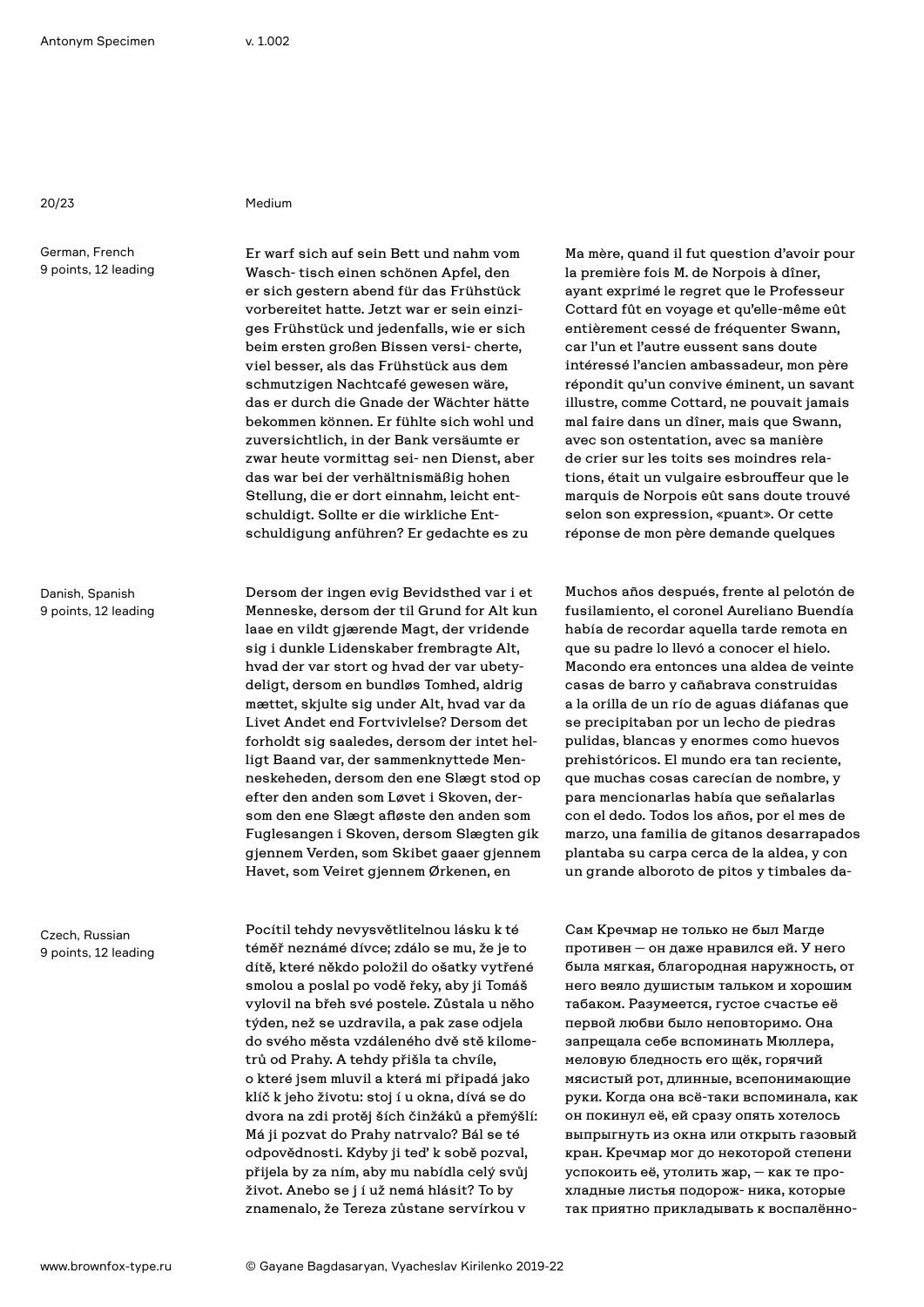Medium

German, French
9 points, 12 leading

Er warf sich auf sein Bett und nahm vom Wasch- tisch einen schönen Apfel, den er sich gestern abend für das Frühstück vorbereitet hatte. Jetzt war er sein einziges Frühstück und jedenfalls, wie er sich beim ersten großen Bissen versi- cherte, viel besser, als das Frühstück aus dem schmutzigen Nachtcafé gewesen wäre, das er durch die Gnade der Wächter hätte bekommen können. Er fühlte sich wohl und zuversichtlich, in der Bank versäumte er zwar heute vormittag sei- nen Dienst, aber das war bei der verhältnismäßig hohen Stellung, die er dort einnahm, leicht entschuldigt. Sollte er die wirkliche Entschuldigung anführen? Er gedachte es zu

Ma mère, quand il fut question d'avoir pour la première fois M. de Norpois à dîner, ayant exprimé le regret que le Professeur Cottard fût en voyage et qu'elle-même eût entièrement cessé de fréquenter Swann, car l'un et l'autre eussent sans doute intéressé l'ancien ambassadeur, mon père répondit qu'un convive éminent, un savant illustre, comme Cottard, ne pouvait jamais mal faire dans un dîner, mais que Swann, avec son ostentation, avec sa manière de crier sur les toits ses moindres relations, était un vulgaire esbrouffeur que le marquis de Norpois eût sans doute trouvé selon son expression, «puant». Or cette réponse de mon père demande quelques

Danish, Spanish
9 points, 12 leading

Dersom der ingen evig Bevidsthed var i et Menneske, dersom der til Grund for Alt kun laae en vildt gjærende Magt, der vridende sig i dunkle Lidenskaber frembragte Alt, hvad der var stort og hvad der var ubetydeligt, dersom en bundløs Tomhed, aldrig mættet, skjulte sig under Alt, hvad var da Livet Andet end Fortvivlelse? Dersom det forholdt sig saaledes, dersom der intet helligt Baand var, der sammenknyttede Menneskeheden, dersom den ene Slægt stod op efter den anden som Løvet i Skoven, dersom den ene Slægt afløste den anden som Fuglesangen i Skoven, dersom Slægten gik gjennem Verden, som Skibet gaaer gjennem Havet, som Veiret gjennem Ørkenen, en

Muchos años después, frente al pelotón de fusilamiento, el coronel Aureliano Buendía había de recordar aquella tarde remota en que su padre lo llevó a conocer el hielo. Macondo era entonces una aldea de veinte casas de barro y cañabrava construidas a la orilla de un río de aguas diáfanas que se precipitaban por un lecho de piedras pulidas, blancas y enormes como huevos prehistóricos. El mundo era tan reciente, que muchas cosas carecían de nombre, y para mencionarlas había que señalarlas con el dedo. Todos los años, por el mes de marzo, una familia de gitanos desarrapados plantaba su carpa cerca de la aldea, y con un grande alboroto de pitos y timbales da-

Czech, Russian
9 points, 12 leading

Pocítil tehdy nevysvětlitelnou lásku k té téměř neznámé dívce; zdálo se mu, že je to dítě, které někdo položil do ošatky vytřené smolou a poslal po vodě řeky, aby ji Tomáš vylovil na břeh své postele. Zůstala u něho týden, než se uzdravila, a pak zase odjela do svého města vzdáleného dvě stě kilometrů od Prahy. A tehdy přišla ta chvíle, o které jsem mluvil a která mi připadá jako klíč k jeho životu: stoj í u okna, dívá se do dvora na zdi protěj ších činžáků a přemýšlí: Má ji pozvat do Prahy natrvalo? Bál se té odpovědnosti. Kdyby ji teď k sobě pozval, přijela by za ním, aby mu nabídla celý svůj život. Anebo se j í už nemá hlásit? To by znamenalo, že Tereza zůstane servírkou v

Сам Кречмар не только не был Магде противен — он даже нравился ей. У него была мягкая, благородная наружность, от него веяло душистым тальком и хорошим табаком. Разумеется, густое счастье её первой любви было неповторимо. Она запрещала себе вспоминать Мюллера, меловую бледность его щёк, горячий мясистый рот, длинные, всепонимающие руки. Когда она всё-таки вспоминала, как он покинул её, ей сразу опять хотелось выпрыгнуть из окна или открыть газовый кран. Кречмар мог до некоторой степени успокоить её, утолить жар, — как те прохладные листья подорож- ника, которые так приятно прикладывать к воспалённо-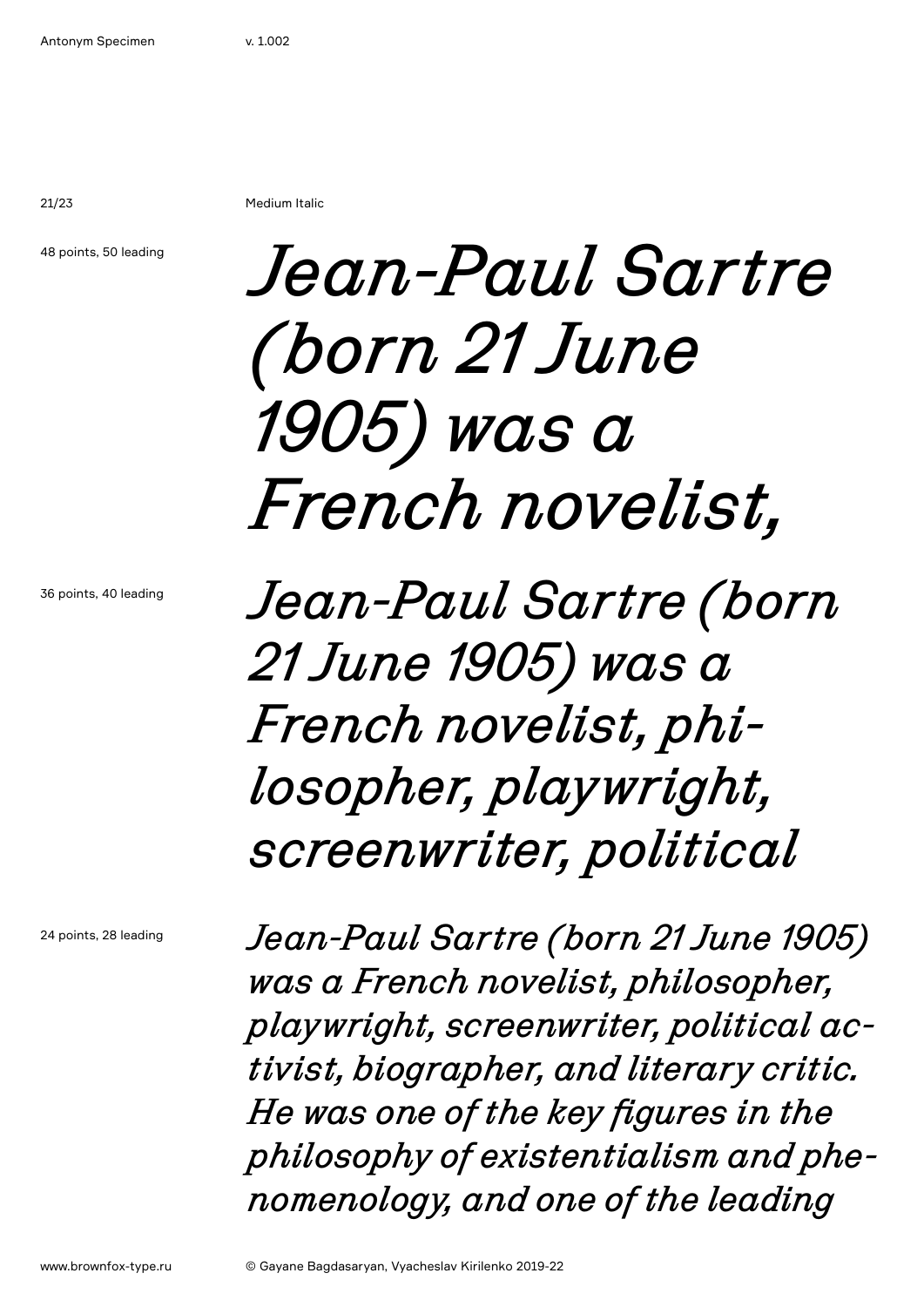Medium Italic

48 points, 50 leading

*Jean-Paul Sartre (born 21 June 1905) was a French novelist,*

36 points, 40 leading

*Jean-Paul Sartre (born 21 June 1905) was a French novelist, phi-losopher, playwright, screenwriter, political*

24 points, 28 leading

*Jean-Paul Sartre (born 21 June 1905) was a French novelist, philosopher, playwright, screenwriter, political ac-tivist, biographer, and literary critic. He was one of the key figures in the philosophy of existentialism and phe-nomenology, and one of the leading*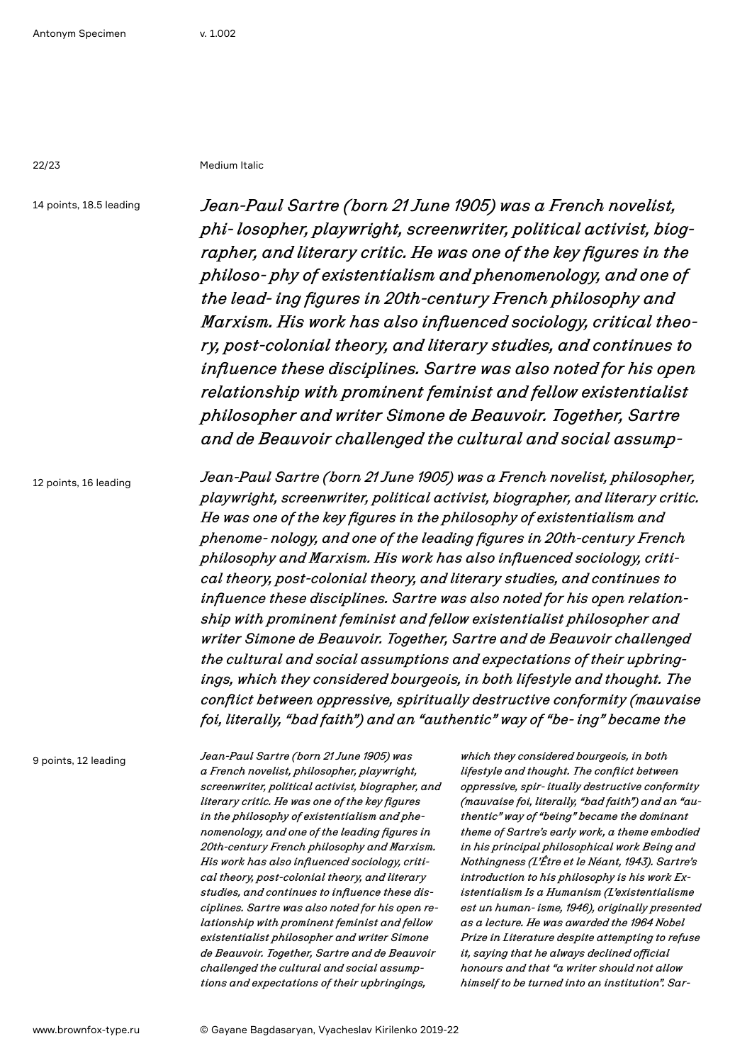Medium Italic

14 points, 18.5 leading

*Jean-Paul Sartre (born 21 June 1905) was a French novelist, phi- losopher, playwright, screenwriter, political activist, biog- rapher, and literary critic. He was one of the key figures in the philoso- phy of existentialism and phenomenology, and one of the lead- ing figures in 20th-century French philosophy and Marxism. His work has also influenced sociology, critical theo- ry, post-colonial theory, and literary studies, and continues to influence these disciplines. Sartre was also noted for his open relationship with prominent feminist and fellow existentialist philosopher and writer Simone de Beauvoir. Together, Sartre and de Beauvoir challenged the cultural and social assump-*

12 points, 16 leading

*Jean-Paul Sartre (born 21 June 1905) was a French novelist, philosopher, playwright, screenwriter, political activist, biographer, and literary critic. He was one of the key figures in the philosophy of existentialism and phenome- nology, and one of the leading figures in 20th-century French philosophy and Marxism. His work has also influenced sociology, criti- cal theory, post-colonial theory, and literary studies, and continues to influence these disciplines. Sartre was also noted for his open relation- ship with prominent feminist and fellow existentialist philosopher and writer Simone de Beauvoir. Together, Sartre and de Beauvoir challenged the cultural and social assumptions and expectations of their upbring- ings, which they considered bourgeois, in both lifestyle and thought. The conflict between oppressive, spiritually destructive conformity (mauvaise foi, literally, "bad faith") and an "authentic" way of "be- ing" became the*

9 points, 12 leading

*Jean-Paul Sartre (born 21 June 1905) was a French novelist, philosopher, playwright, screenwriter, political activist, biographer, and literary critic. He was one of the key figures in the philosophy of existentialism and phe- nomenology, and one of the leading figures in 20th-century French philosophy and Marxism. His work has also influenced sociology, criti- cal theory, post-colonial theory, and literary studies, and continues to influence these dis- ciplines. Sartre was also noted for his open re- lationship with prominent feminist and fellow existentialist philosopher and writer Simone de Beauvoir. Together, Sartre and de Beauvoir challenged the cultural and social assump- tions and expectations of their upbringings, which they considered bourgeois, in both lifestyle and thought. The conflict between oppressive, spir- itually destructive conformity (mauvaise foi, literally, "bad faith") and an "au- thentic" way of "being" became the dominant theme of Sartre's early work, a theme embodied in his principal philosophical work Being and Nothingness (L'Être et le Néant, 1943). Sartre's introduction to his philosophy is his work Ex- istentialism Is a Humanism (L'existentialisme est un human- isme, 1946), originally presented as a lecture. He was awarded the 1964 Nobel Prize in Literature despite attempting to refuse it, saying that he always declined official honours and that "a writer should not allow himself to be turned into an institution". Sar-*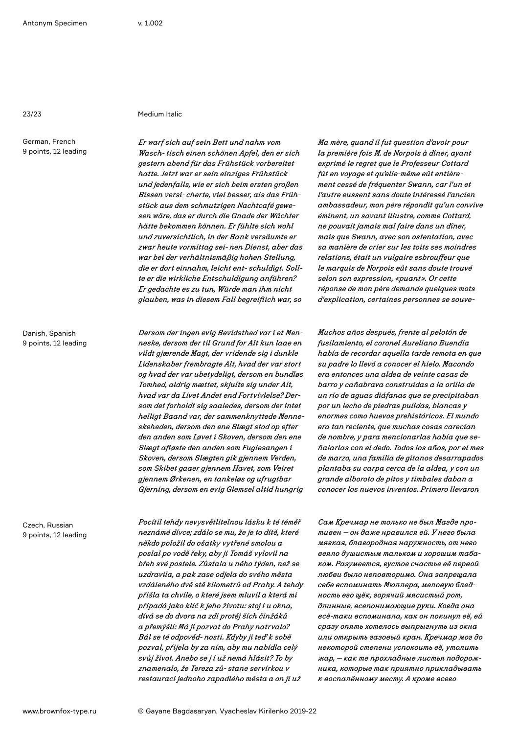Medium Italic

German, French
9 points, 12 leading

*Er warf sich auf sein Bett und nahm vom Wasch- tisch einen schönen Apfel, den er sich gestern abend für das Frühstück vorbereitet hatte. Jetzt war er sein einziges Frühstück und jedenfalls, wie er sich beim ersten großen Bissen versi- cherte, viel besser, als das Frühstück aus dem schmutzigen Nachtcafé gewesen wäre, das er durch die Gnade der Wächter hätte bekommen können. Er fühlte sich wohl und zuversichtlich, in der Bank versäumte er zwar heute vormittag sei- nen Dienst, aber das war bei der verhältnismäßig hohen Stellung, die er dort einnahm, leicht ent- schuldigt. Sollte er die wirkliche Entschuldigung anführen? Er gedachte es zu tun, Würde man ihm nicht glauben, was in diesem Fall begreiflich war, so*

*Ma mère, quand il fut question d'avoir pour la première fois M. de Norpois à dîner, ayant exprimé le regret que le Professeur Cottard fût en voyage et qu'elle-même eût entièrement cessé de fréquenter Swann, car l'un et l'autre eussent sans doute intéressé l'ancien ambassadeur, mon père répondit qu'un convive éminent, un savant illustre, comme Cottard, ne pouvait jamais mal faire dans un dîner, mais que Swann, avec son ostentation, avec sa manière de crier sur les toits ses moindres relations, était un vulgaire esbrouffeur que le marquis de Norpois eût sans doute trouvé selon son expression, «puant». Or cette réponse de mon père demande quelques mots d'explication, certaines personnes se souve-*

Danish, Spanish
9 points, 12 leading

*Dersom der ingen evig Bevidsthed var i et Menneske, dersom der til Grund for Alt kun laae en vildt gjærende Magt, der vridende sig i dunkle Lidenskaber frembragte Alt, hvad der var stort og hvad der var ubetydeligt, dersom en bundløs Tomhed, aldrig mættet, skjulte sig under Alt, hvad var da Livet Andet end Fortvivlelse? Dersom det forholdt sig saaledes, dersom der intet helligt Baand var, der sammenknyttede Menneskeheden, dersom den ene Slægt stod op efter den anden som Løvet i Skoven, dersom den ene Slægt afløste den anden som Fuglesangen i Skoven, dersom Slægten gik gjennem Verden, som Skibet gaaer gjennem Havet, som Veiret gjennem Ørkenen, en tankeløs og ufrugtbar Gjerning, dersom en evig Glemsel altid hungrig*

*Muchos años después, frente al pelotón de fusilamiento, el coronel Aureliano Buendía había de recordar aquella tarde remota en que su padre lo llevó a conocer el hielo. Macondo era entonces una aldea de veinte casas de barro y cañabrava construidas a la orilla de un río de aguas diáfanas que se precipitaban por un lecho de piedras pulidas, blancas y enormes como huevos prehistóricos. El mundo era tan reciente, que muchas cosas carecían de nombre, y para mencionarlas había que señalarlas con el dedo. Todos los años, por el mes de marzo, una familia de gitanos desarrapados plantaba su carpa cerca de la aldea, y con un grande alboroto de pitos y timbales daban a conocer los nuevos inventos. Primero llevaron*

Czech, Russian
9 points, 12 leading

*Pocítil tehdy nevysvětlitelnou lásku k té téměř neznámé dívce; zdálo se mu, že je to dítě, které někdo položil do ošatky vytřené smolou a poslal po vodě řeky, aby ji Tomáš vylovil na břeh své postele. Zůstala u něho týden, než se uzdravila, a pak zase odjela do svého města vzdáleného dvě stě kilometrů od Prahy. A tehdy přišla ta chvíle, o které jsem mluvil a která mi připadá jako klíč k jeho životu: stojí u okna, dívá se do dvora na zdi protěj ších činžáků a přemýšlí: Má ji pozvat do Prahy natrvalo? Bál se té odpověd- nosti. Kdyby ji teď k sobě pozval, přijela by za ním, aby mu nabídla celý svůj život. Anebo se j í už nemá hlásit? To by znamenalo, že Tereza zů- stane servírkou v restauraci jednoho zapadlého města a on ji už*

*Сам Кречмар не только не был Магде противен — он даже нравился ей. У него была мягкая, благородная наружность, от него веяло душистым тальком и хорошим табаком. Разумеется, густое счастье её первой любви было неповторимо. Она запрещала себе вспоминать Мюллера, меловую бледность его щёк, горячий мясистый рот, длинные, всепонимающие руки. Когда она всё-таки вспоминала, как он покинул её, ей сразу опять хотелось выпрыгнуть из окна или открыть газовый кран. Кречмар мог до некоторой степени успокоить её, утолить жар, — как те прохладные листья подорожника, которые так приятно прикладывать к воспалённому месту. А кроме всего*